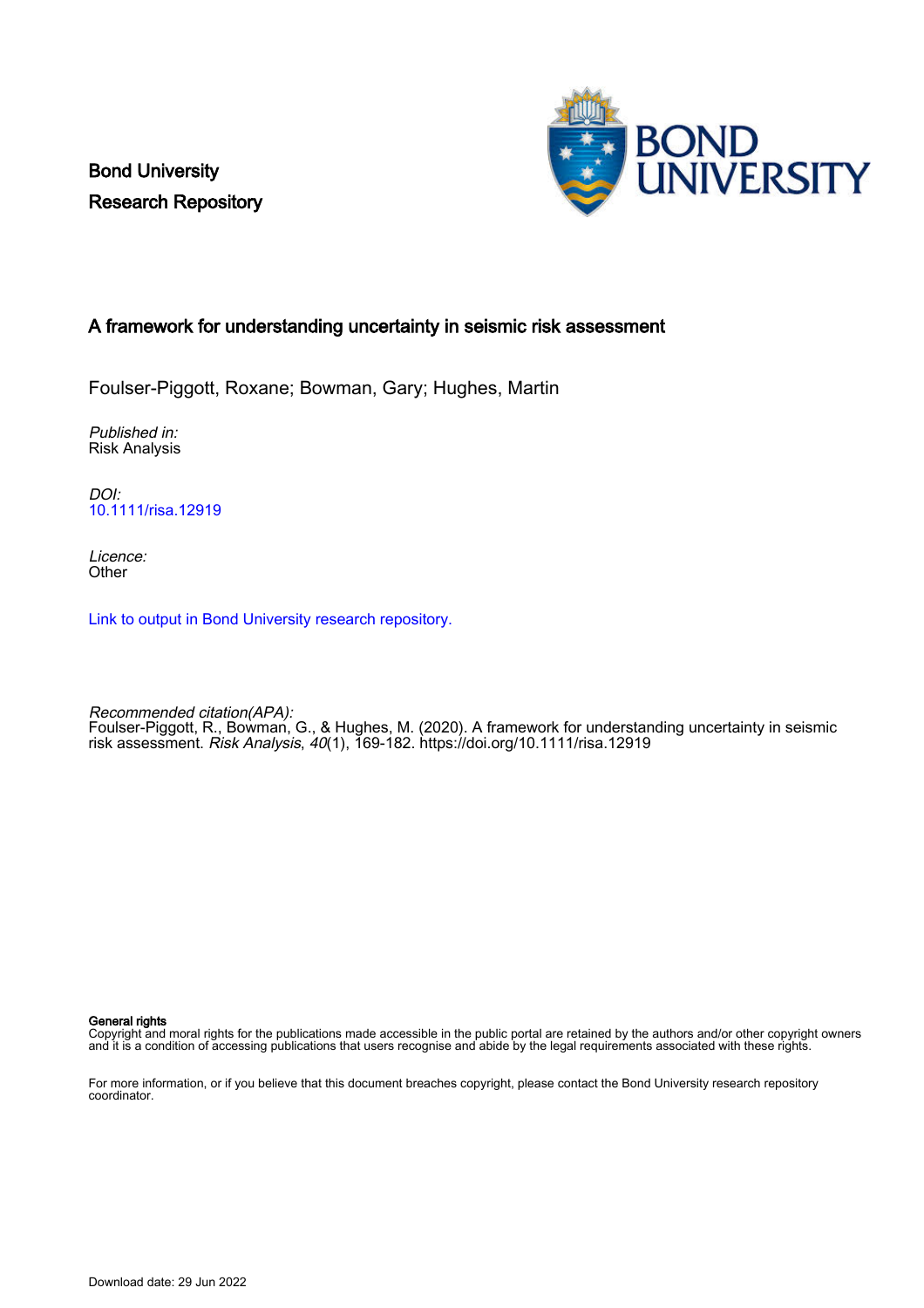Bond University
Research Repository

# A framework for understanding uncertainty in seismic risk assessment

Foulser-Piggott, Roxane; Bowman, Gary; Hughes, Martin

*Published in:*
Risk Analysis

*DOI:*
10.1111/risa.12919

*Licence:*
Other

Link to output in Bond University research repository.

*Recommended citation(APA):*
Foulser-Piggott, R., Bowman, G., & Hughes, M. (2020). A framework for understanding uncertainty in seismic risk assessment. *Risk Analysis*, *40*(1), 169-182. https://doi.org/10.1111/risa.12919

**General rights**
Copyright and moral rights for the publications made accessible in the public portal are retained by the authors and/or other copyright owners and it is a condition of accessing publications that users recognise and abide by the legal requirements associated with these rights.

For more information, or if you believe that this document breaches copyright, please contact the Bond University research repository coordinator.

Download date: 29 Jun 2022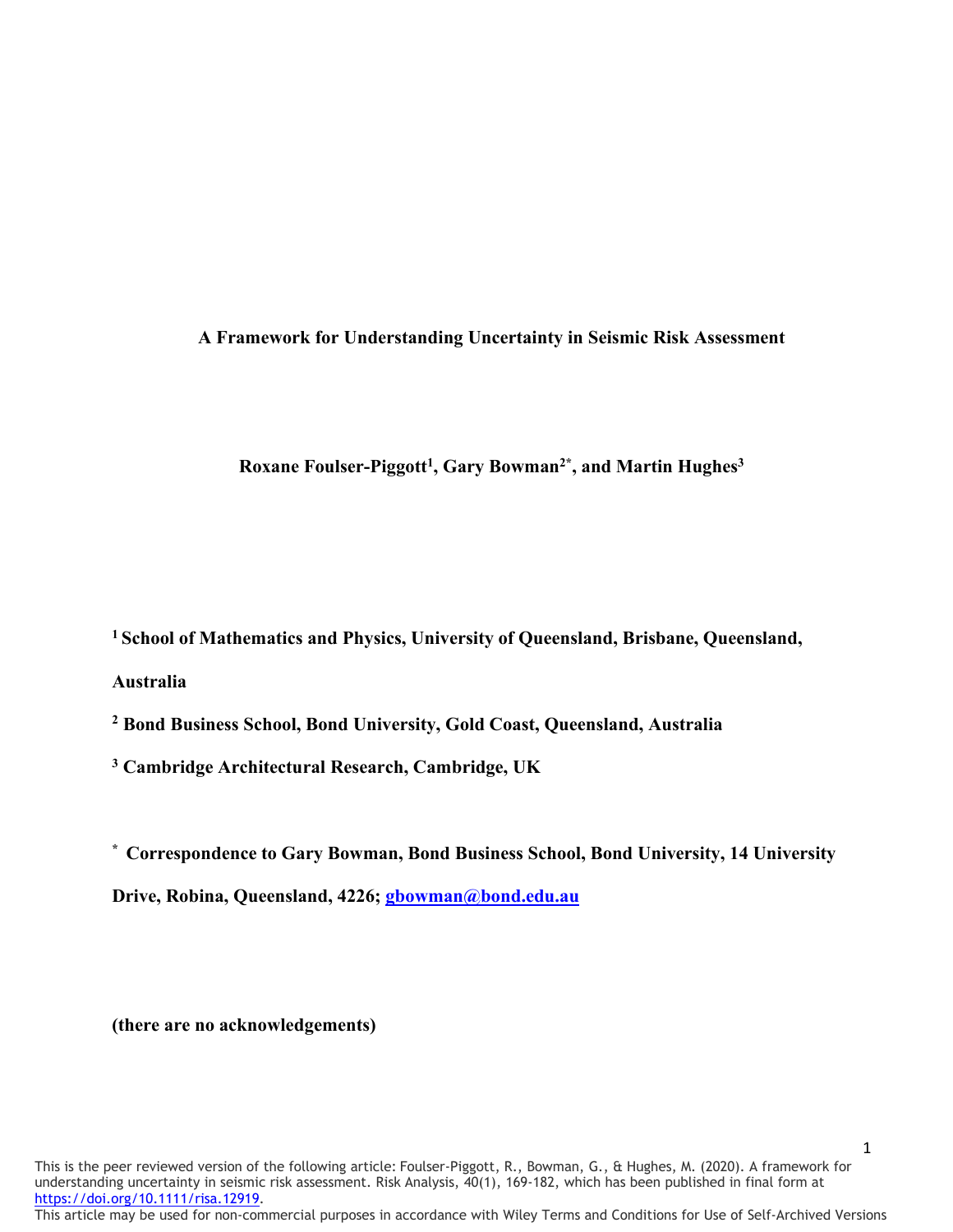**A Framework for Understanding Uncertainty in Seismic Risk Assessment**

**Roxane Foulser-Piggott[1], Gary Bowman[2*], and Martin Hughes[3]**

**[1] School of Mathematics and Physics, University of Queensland, Brisbane, Queensland, Australia**

**[2] Bond Business School, Bond University, Gold Coast, Queensland, Australia**

**[3] Cambridge Architectural Research, Cambridge, UK**

**[*] Correspondence to Gary Bowman, Bond Business School, Bond University, 14 University Drive, Robina, Queensland, 4226; gbowman@bond.edu.au**

**(there are no acknowledgements)**

This is the peer reviewed version of the following article: Foulser-Piggott, R., Bowman, G., & Hughes, M. (2020). A framework for understanding uncertainty in seismic risk assessment. Risk Analysis, 40(1), 169-182, which has been published in final form at https://doi.org/10.1111/risa.12919.
This article may be used for non-commercial purposes in accordance with Wiley Terms and Conditions for Use of Self-Archived Versions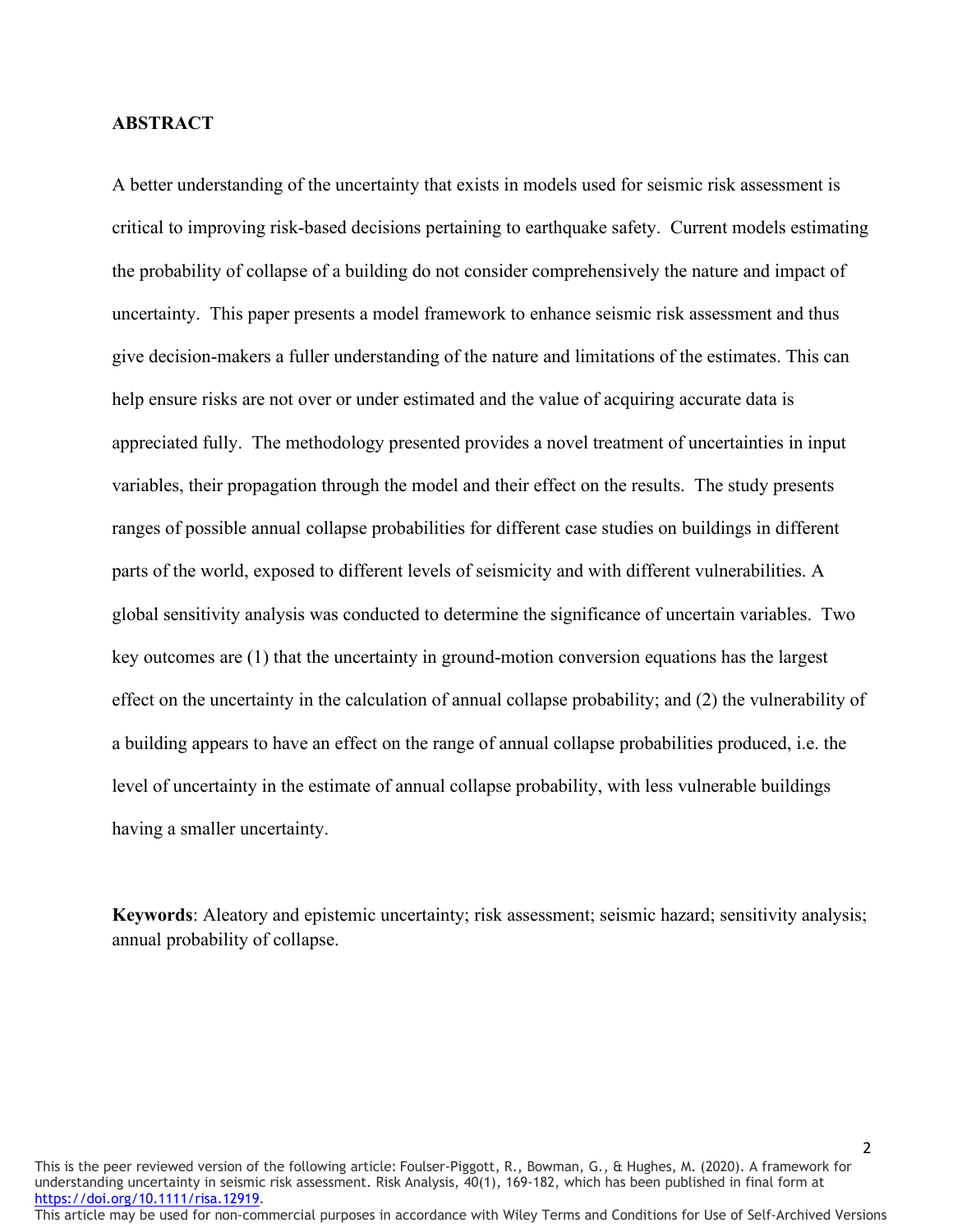## ABSTRACT

A better understanding of the uncertainty that exists in models used for seismic risk assessment is critical to improving risk-based decisions pertaining to earthquake safety. Current models estimating the probability of collapse of a building do not consider comprehensively the nature and impact of uncertainty. This paper presents a model framework to enhance seismic risk assessment and thus give decision-makers a fuller understanding of the nature and limitations of the estimates. This can help ensure risks are not over or under estimated and the value of acquiring accurate data is appreciated fully. The methodology presented provides a novel treatment of uncertainties in input variables, their propagation through the model and their effect on the results. The study presents ranges of possible annual collapse probabilities for different case studies on buildings in different parts of the world, exposed to different levels of seismicity and with different vulnerabilities. A global sensitivity analysis was conducted to determine the significance of uncertain variables. Two key outcomes are (1) that the uncertainty in ground-motion conversion equations has the largest effect on the uncertainty in the calculation of annual collapse probability; and (2) the vulnerability of a building appears to have an effect on the range of annual collapse probabilities produced, i.e. the level of uncertainty in the estimate of annual collapse probability, with less vulnerable buildings having a smaller uncertainty.

**Keywords**: Aleatory and epistemic uncertainty; risk assessment; seismic hazard; sensitivity analysis; annual probability of collapse.

This is the peer reviewed version of the following article: Foulser-Piggott, R., Bowman, G., & Hughes, M. (2020). A framework for understanding uncertainty in seismic risk assessment. Risk Analysis, 40(1), 169-182, which has been published in final form at https://doi.org/10.1111/risa.12919.
This article may be used for non-commercial purposes in accordance with Wiley Terms and Conditions for Use of Self-Archived Versions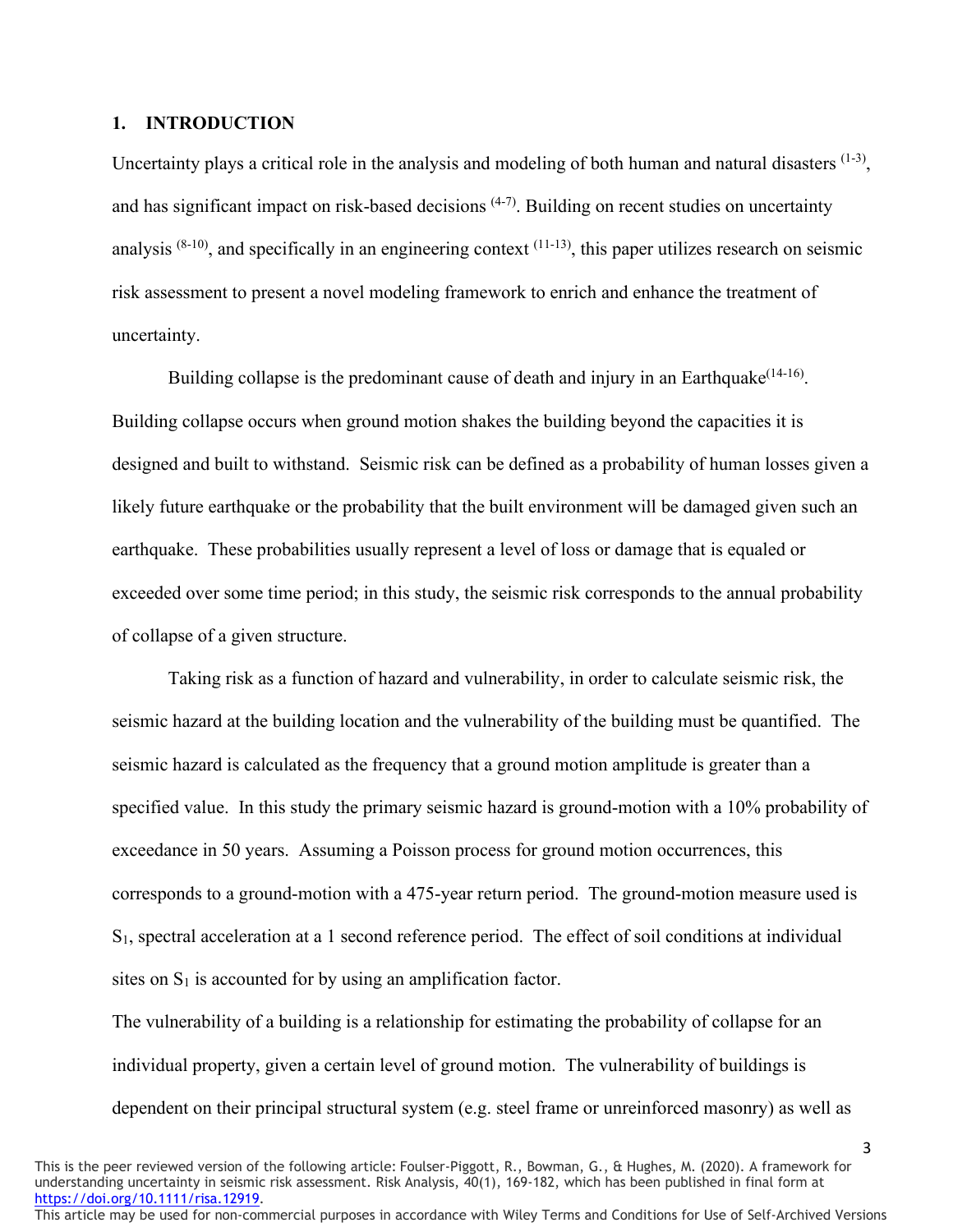## 1. INTRODUCTION

Uncertainty plays a critical role in the analysis and modeling of both human and natural disasters [1-3], and has significant impact on risk-based decisions [4-7]. Building on recent studies on uncertainty analysis [8-10], and specifically in an engineering context [11-13], this paper utilizes research on seismic risk assessment to present a novel modeling framework to enrich and enhance the treatment of uncertainty.

Building collapse is the predominant cause of death and injury in an Earthquake[14-16]. Building collapse occurs when ground motion shakes the building beyond the capacities it is designed and built to withstand. Seismic risk can be defined as a probability of human losses given a likely future earthquake or the probability that the built environment will be damaged given such an earthquake. These probabilities usually represent a level of loss or damage that is equaled or exceeded over some time period; in this study, the seismic risk corresponds to the annual probability of collapse of a given structure.

Taking risk as a function of hazard and vulnerability, in order to calculate seismic risk, the seismic hazard at the building location and the vulnerability of the building must be quantified. The seismic hazard is calculated as the frequency that a ground motion amplitude is greater than a specified value. In this study the primary seismic hazard is ground-motion with a 10% probability of exceedance in 50 years. Assuming a Poisson process for ground motion occurrences, this corresponds to a ground-motion with a 475-year return period. The ground-motion measure used is $S_1$, spectral acceleration at a 1 second reference period. The effect of soil conditions at individual sites on $S_1$ is accounted for by using an amplification factor.

The vulnerability of a building is a relationship for estimating the probability of collapse for an individual property, given a certain level of ground motion. The vulnerability of buildings is dependent on their principal structural system (e.g. steel frame or unreinforced masonry) as well as

This is the peer reviewed version of the following article: Foulser-Piggott, R., Bowman, G., & Hughes, M. (2020). A framework for understanding uncertainty in seismic risk assessment. Risk Analysis, 40(1), 169-182, which has been published in final form at https://doi.org/10.1111/risa.12919.
This article may be used for non-commercial purposes in accordance with Wiley Terms and Conditions for Use of Self-Archived Versions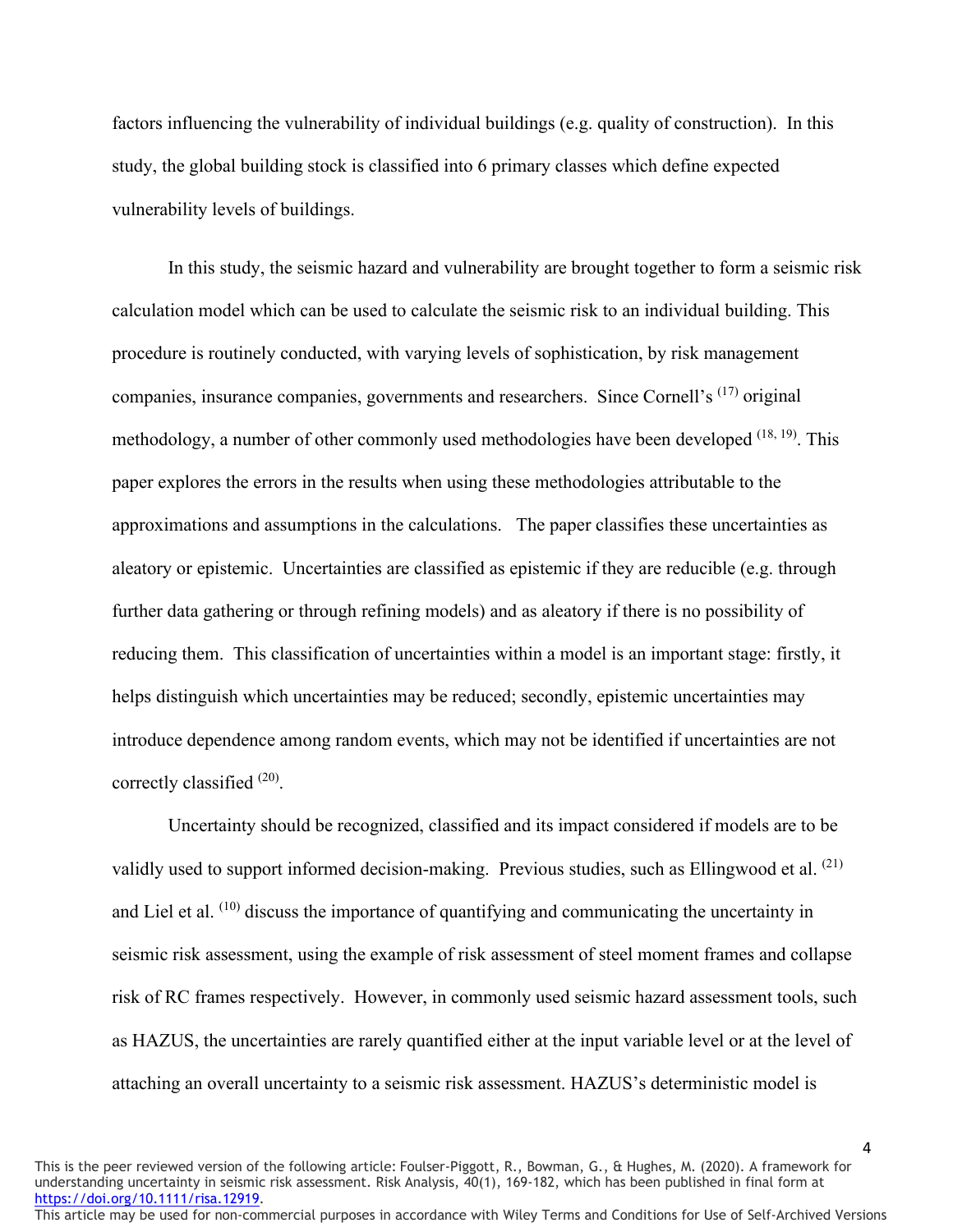factors influencing the vulnerability of individual buildings (e.g. quality of construction). In this study, the global building stock is classified into 6 primary classes which define expected vulnerability levels of buildings.

In this study, the seismic hazard and vulnerability are brought together to form a seismic risk calculation model which can be used to calculate the seismic risk to an individual building. This procedure is routinely conducted, with varying levels of sophistication, by risk management companies, insurance companies, governments and researchers. Since Cornell's [(17)] original methodology, a number of other commonly used methodologies have been developed [(18, 19)]. This paper explores the errors in the results when using these methodologies attributable to the approximations and assumptions in the calculations. The paper classifies these uncertainties as aleatory or epistemic. Uncertainties are classified as epistemic if they are reducible (e.g. through further data gathering or through refining models) and as aleatory if there is no possibility of reducing them. This classification of uncertainties within a model is an important stage: firstly, it helps distinguish which uncertainties may be reduced; secondly, epistemic uncertainties may introduce dependence among random events, which may not be identified if uncertainties are not correctly classified [(20)].

Uncertainty should be recognized, classified and its impact considered if models are to be validly used to support informed decision-making. Previous studies, such as Ellingwood et al. [(21)] and Liel et al. [(10)] discuss the importance of quantifying and communicating the uncertainty in seismic risk assessment, using the example of risk assessment of steel moment frames and collapse risk of RC frames respectively. However, in commonly used seismic hazard assessment tools, such as HAZUS, the uncertainties are rarely quantified either at the input variable level or at the level of attaching an overall uncertainty to a seismic risk assessment. HAZUS's deterministic model is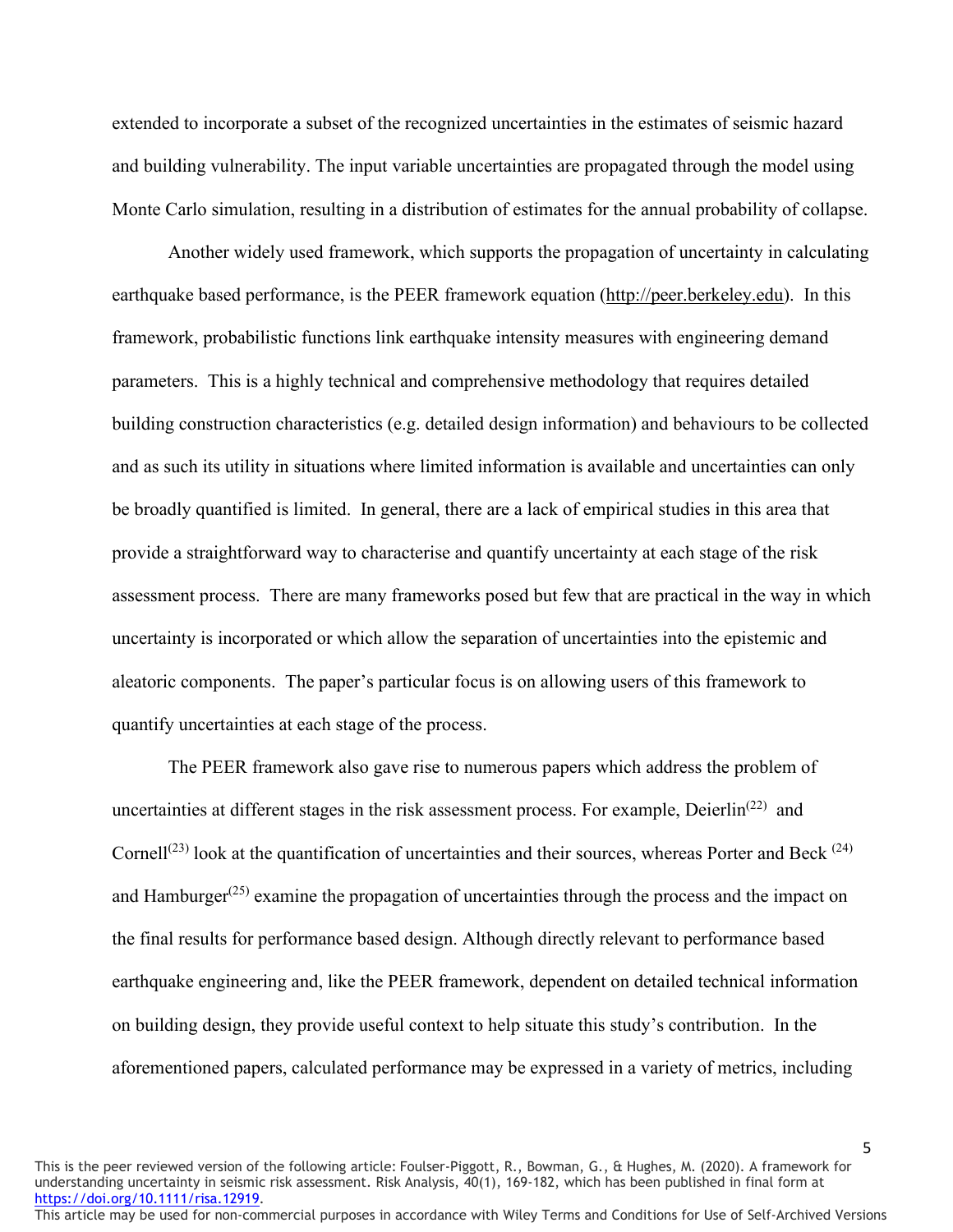extended to incorporate a subset of the recognized uncertainties in the estimates of seismic hazard and building vulnerability. The input variable uncertainties are propagated through the model using Monte Carlo simulation, resulting in a distribution of estimates for the annual probability of collapse.

Another widely used framework, which supports the propagation of uncertainty in calculating earthquake based performance, is the PEER framework equation (http://peer.berkeley.edu). In this framework, probabilistic functions link earthquake intensity measures with engineering demand parameters. This is a highly technical and comprehensive methodology that requires detailed building construction characteristics (e.g. detailed design information) and behaviours to be collected and as such its utility in situations where limited information is available and uncertainties can only be broadly quantified is limited. In general, there are a lack of empirical studies in this area that provide a straightforward way to characterise and quantify uncertainty at each stage of the risk assessment process. There are many frameworks posed but few that are practical in the way in which uncertainty is incorporated or which allow the separation of uncertainties into the epistemic and aleatoric components. The paper's particular focus is on allowing users of this framework to quantify uncertainties at each stage of the process.

The PEER framework also gave rise to numerous papers which address the problem of uncertainties at different stages in the risk assessment process. For example, Deierlin[22] and Cornell[23] look at the quantification of uncertainties and their sources, whereas Porter and Beck [24] and Hamburger[25] examine the propagation of uncertainties through the process and the impact on the final results for performance based design. Although directly relevant to performance based earthquake engineering and, like the PEER framework, dependent on detailed technical information on building design, they provide useful context to help situate this study's contribution. In the aforementioned papers, calculated performance may be expressed in a variety of metrics, including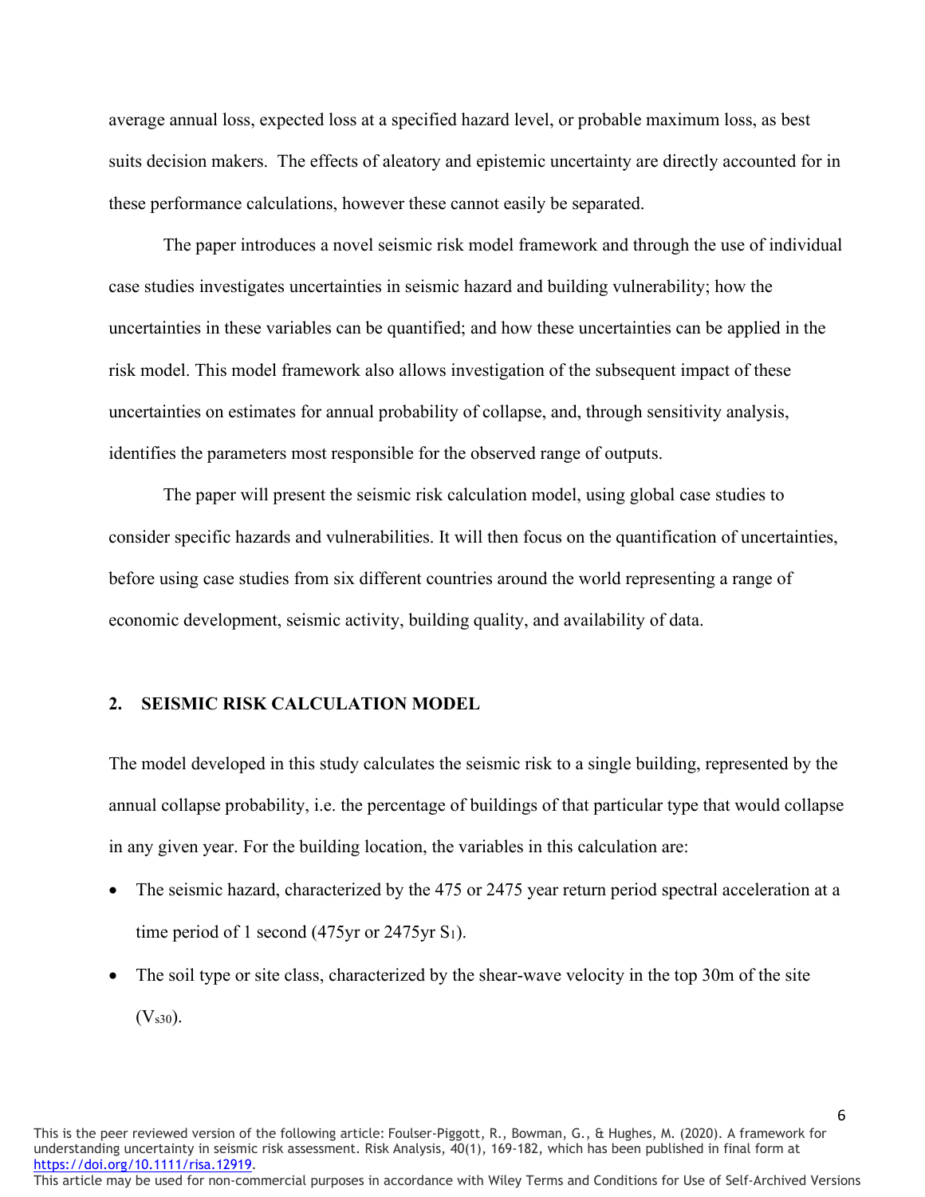average annual loss, expected loss at a specified hazard level, or probable maximum loss, as best suits decision makers. The effects of aleatory and epistemic uncertainty are directly accounted for in these performance calculations, however these cannot easily be separated.

The paper introduces a novel seismic risk model framework and through the use of individual case studies investigates uncertainties in seismic hazard and building vulnerability; how the uncertainties in these variables can be quantified; and how these uncertainties can be applied in the risk model. This model framework also allows investigation of the subsequent impact of these uncertainties on estimates for annual probability of collapse, and, through sensitivity analysis, identifies the parameters most responsible for the observed range of outputs.

The paper will present the seismic risk calculation model, using global case studies to consider specific hazards and vulnerabilities. It will then focus on the quantification of uncertainties, before using case studies from six different countries around the world representing a range of economic development, seismic activity, building quality, and availability of data.

## 2. SEISMIC RISK CALCULATION MODEL

The model developed in this study calculates the seismic risk to a single building, represented by the annual collapse probability, i.e. the percentage of buildings of that particular type that would collapse in any given year. For the building location, the variables in this calculation are:

- The seismic hazard, characterized by the 475 or 2475 year return period spectral acceleration at a time period of 1 second (475yr or 2475yr $S_1$).
- The soil type or site class, characterized by the shear-wave velocity in the top 30m of the site ($V_{s30}$).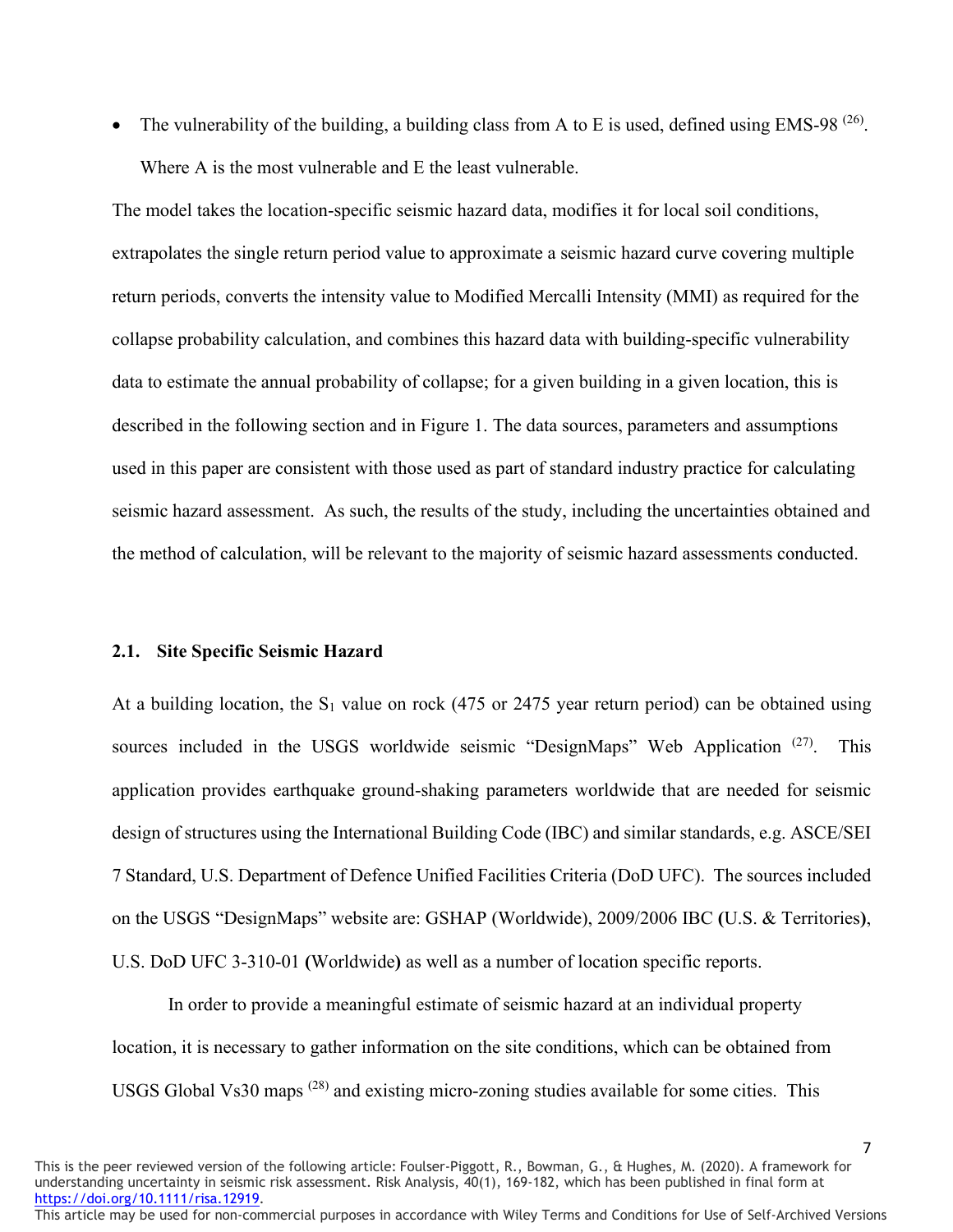- The vulnerability of the building, a building class from A to E is used, defined using EMS-98 [26]. Where A is the most vulnerable and E the least vulnerable.

The model takes the location-specific seismic hazard data, modifies it for local soil conditions, extrapolates the single return period value to approximate a seismic hazard curve covering multiple return periods, converts the intensity value to Modified Mercalli Intensity (MMI) as required for the collapse probability calculation, and combines this hazard data with building-specific vulnerability data to estimate the annual probability of collapse; for a given building in a given location, this is described in the following section and in Figure 1. The data sources, parameters and assumptions used in this paper are consistent with those used as part of standard industry practice for calculating seismic hazard assessment. As such, the results of the study, including the uncertainties obtained and the method of calculation, will be relevant to the majority of seismic hazard assessments conducted.

### 2.1. Site Specific Seismic Hazard

At a building location, the $S_1$ value on rock (475 or 2475 year return period) can be obtained using sources included in the USGS worldwide seismic "DesignMaps" Web Application [27]. This application provides earthquake ground-shaking parameters worldwide that are needed for seismic design of structures using the International Building Code (IBC) and similar standards, e.g. ASCE/SEI 7 Standard, U.S. Department of Defence Unified Facilities Criteria (DoD UFC). The sources included on the USGS "DesignMaps" website are: GSHAP (Worldwide), 2009/2006 IBC **(**U.S. & Territories**)**, U.S. DoD UFC 3-310-01 **(**Worldwide**)** as well as a number of location specific reports.

In order to provide a meaningful estimate of seismic hazard at an individual property location, it is necessary to gather information on the site conditions, which can be obtained from USGS Global Vs30 maps [28] and existing micro-zoning studies available for some cities. This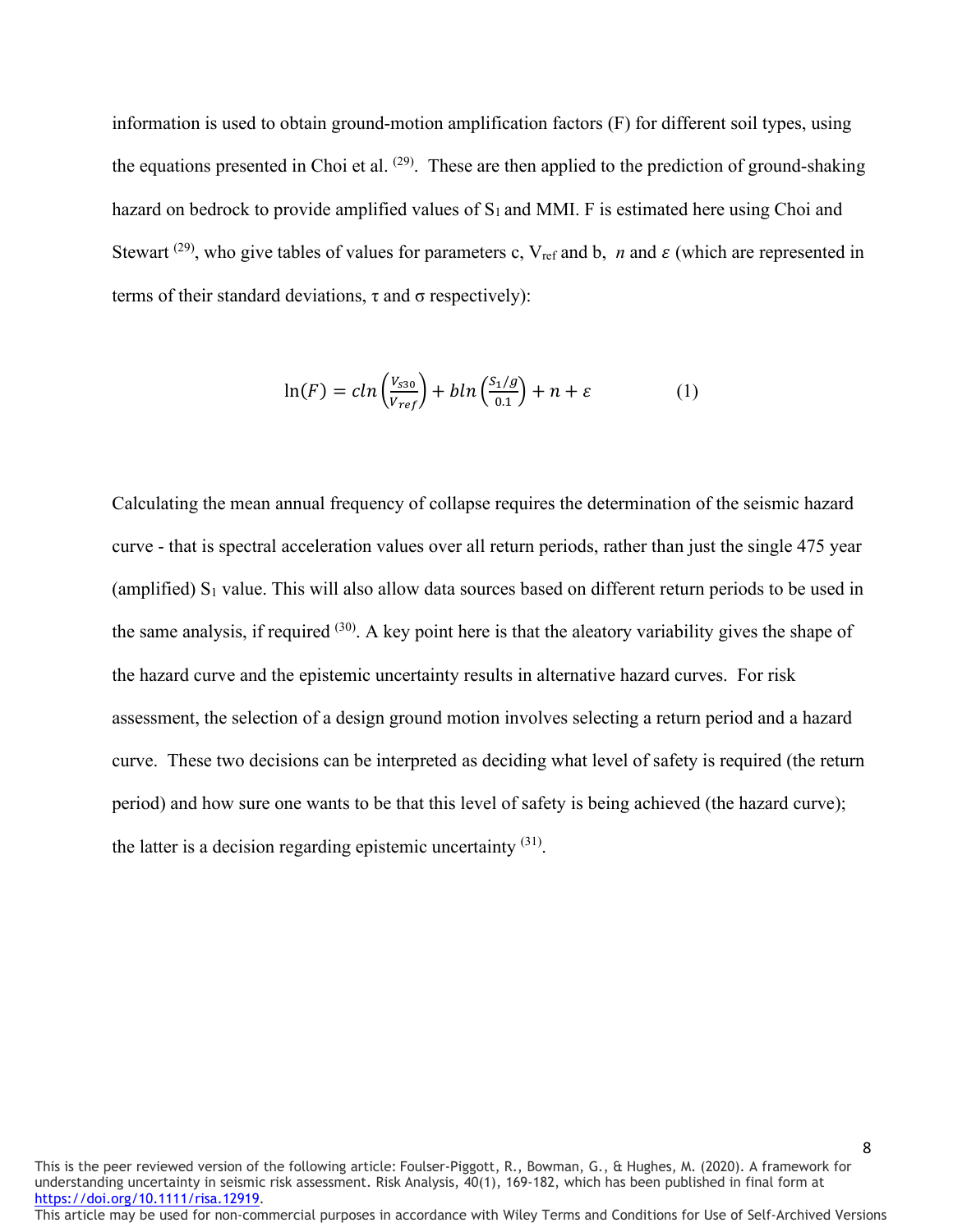information is used to obtain ground-motion amplification factors (F) for different soil types, using the equations presented in Choi et al. [29]. These are then applied to the prediction of ground-shaking hazard on bedrock to provide amplified values of $S_1$ and MMI. F is estimated here using Choi and Stewart [29], who give tables of values for parameters c, $V_{ref}$ and b, $n$ and $\varepsilon$ (which are represented in terms of their standard deviations, $\tau$ and $\sigma$ respectively):

$$\ln(F) = c\ln\left(\frac{V_{s30}}{V_{ref}}\right) + b\ln\left(\frac{S_1/g}{0.1}\right) + n + \varepsilon \qquad (1)$$

Calculating the mean annual frequency of collapse requires the determination of the seismic hazard curve - that is spectral acceleration values over all return periods, rather than just the single 475 year (amplified) $S_1$ value. This will also allow data sources based on different return periods to be used in the same analysis, if required [30]. A key point here is that the aleatory variability gives the shape of the hazard curve and the epistemic uncertainty results in alternative hazard curves. For risk assessment, the selection of a design ground motion involves selecting a return period and a hazard curve. These two decisions can be interpreted as deciding what level of safety is required (the return period) and how sure one wants to be that this level of safety is being achieved (the hazard curve); the latter is a decision regarding epistemic uncertainty [31].

This is the peer reviewed version of the following article: Foulser-Piggott, R., Bowman, G., & Hughes, M. (2020). A framework for understanding uncertainty in seismic risk assessment. Risk Analysis, 40(1), 169-182, which has been published in final form at https://doi.org/10.1111/risa.12919.
This article may be used for non-commercial purposes in accordance with Wiley Terms and Conditions for Use of Self-Archived Versions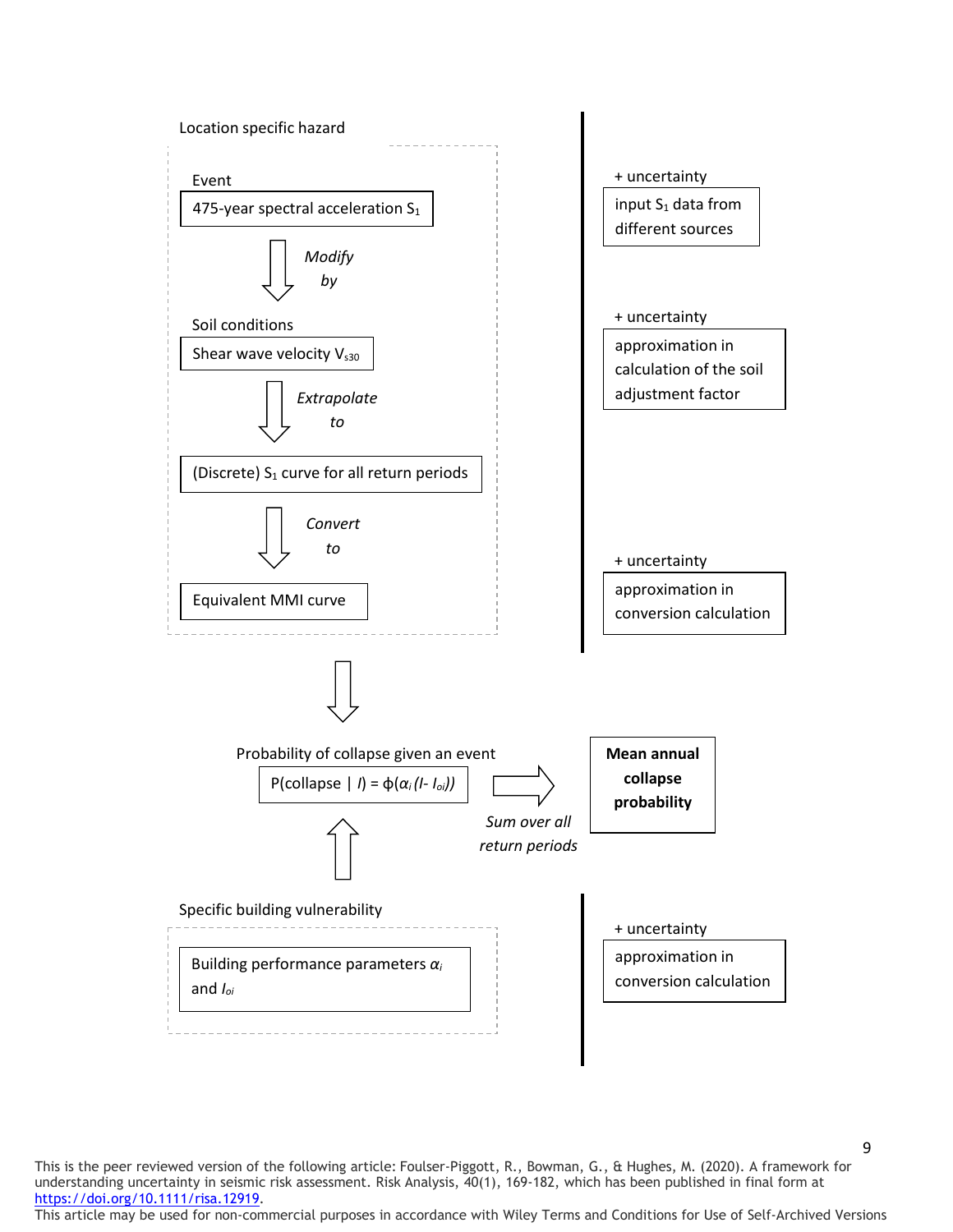Location specific hazard

Event

475-year spectral acceleration $S_1$

*Modify by*

Soil conditions

Shear wave velocity $V_{s30}$

*Extrapolate to*

(Discrete) $S_1$ curve for all return periods

*Convert to*

Equivalent MMI curve

+ uncertainty

input $S_1$ data from different sources

+ uncertainty

approximation in calculation of the soil adjustment factor

+ uncertainty

approximation in conversion calculation

Probability of collapse given an event

$P(\text{collapse} \mid I) = \phi(\alpha_i (I - I_{oi}))$

*Sum over all return periods*

**Mean annual collapse probability**

Specific building vulnerability

Building performance parameters $\alpha_i$ and $I_{oi}$

+ uncertainty

approximation in conversion calculation

This is the peer reviewed version of the following article: Foulser-Piggott, R., Bowman, G., & Hughes, M. (2020). A framework for understanding uncertainty in seismic risk assessment. Risk Analysis, 40(1), 169-182, which has been published in final form at https://doi.org/10.1111/risa.12919.
This article may be used for non-commercial purposes in accordance with Wiley Terms and Conditions for Use of Self-Archived Versions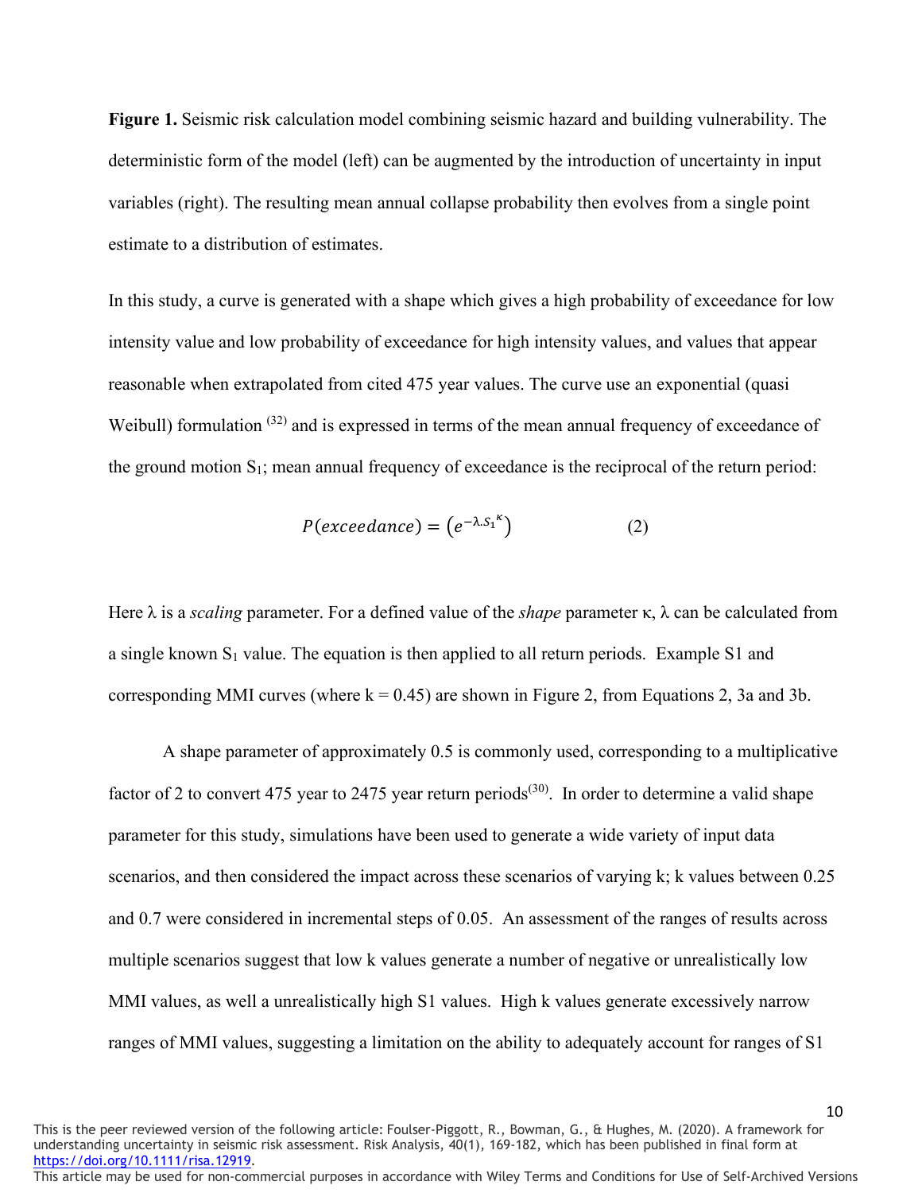**Figure 1.** Seismic risk calculation model combining seismic hazard and building vulnerability. The deterministic form of the model (left) can be augmented by the introduction of uncertainty in input variables (right). The resulting mean annual collapse probability then evolves from a single point estimate to a distribution of estimates.

In this study, a curve is generated with a shape which gives a high probability of exceedance for low intensity value and low probability of exceedance for high intensity values, and values that appear reasonable when extrapolated from cited 475 year values. The curve use an exponential (quasi Weibull) formulation [32] and is expressed in terms of the mean annual frequency of exceedance of the ground motion $S_1$; mean annual frequency of exceedance is the reciprocal of the return period:

$$P(exceedance) = \left(e^{-\lambda . {S_1}^{\kappa}}\right) \qquad (2)$$

Here λ is a *scaling* parameter. For a defined value of the *shape* parameter κ, λ can be calculated from a single known $S_1$ value. The equation is then applied to all return periods. Example S1 and corresponding MMI curves (where k = 0.45) are shown in Figure 2, from Equations 2, 3a and 3b.

A shape parameter of approximately 0.5 is commonly used, corresponding to a multiplicative factor of 2 to convert 475 year to 2475 year return periods[30]. In order to determine a valid shape parameter for this study, simulations have been used to generate a wide variety of input data scenarios, and then considered the impact across these scenarios of varying k; k values between 0.25 and 0.7 were considered in incremental steps of 0.05. An assessment of the ranges of results across multiple scenarios suggest that low k values generate a number of negative or unrealistically low MMI values, as well a unrealistically high S1 values. High k values generate excessively narrow ranges of MMI values, suggesting a limitation on the ability to adequately account for ranges of S1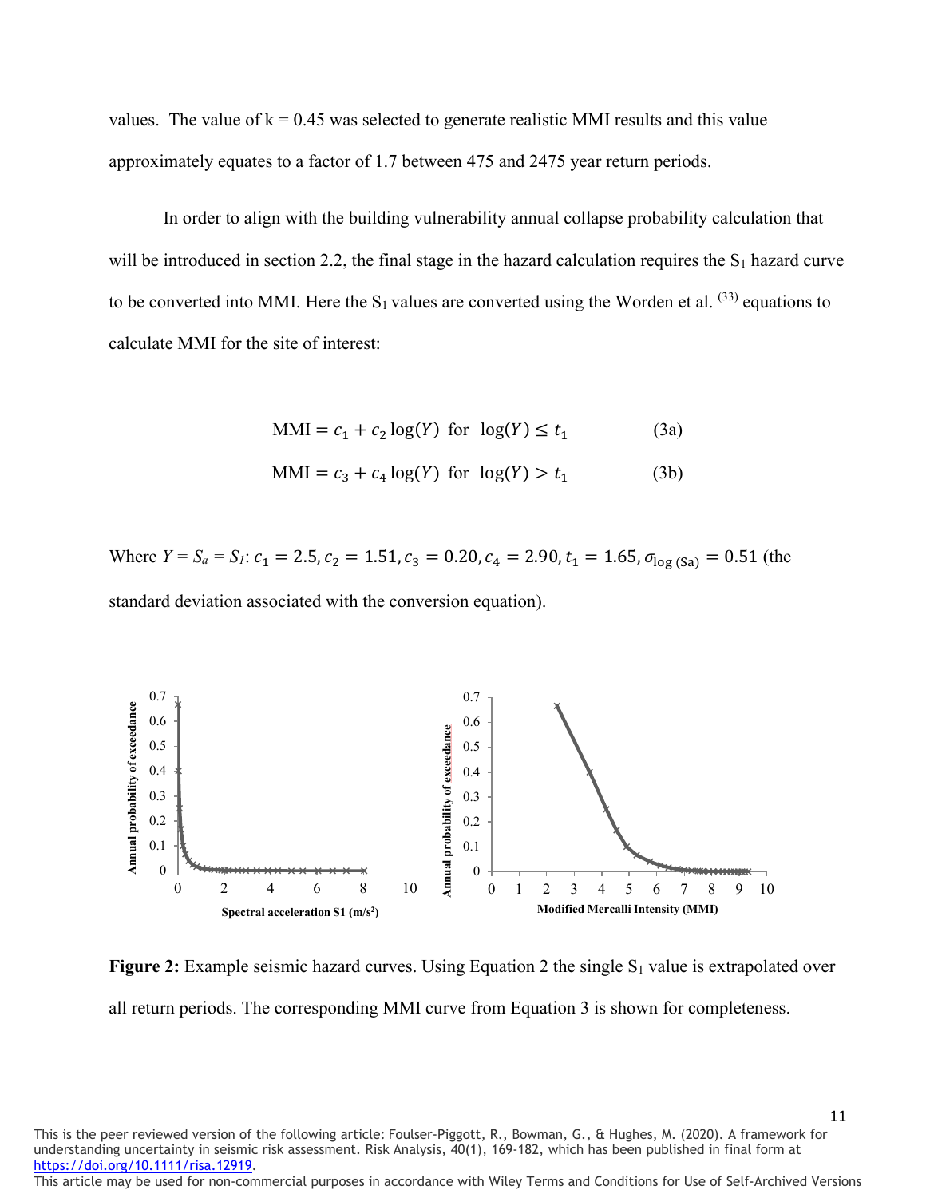values. The value of k = 0.45 was selected to generate realistic MMI results and this value approximately equates to a factor of 1.7 between 475 and 2475 year return periods.

In order to align with the building vulnerability annual collapse probability calculation that will be introduced in section 2.2, the final stage in the hazard calculation requires the $S_1$ hazard curve to be converted into MMI. Here the $S_1$ values are converted using the Worden et al. [(33)] equations to calculate MMI for the site of interest:

$$\text{MMI} = c_1 + c_2 \log(Y) \;\; \text{for} \;\; \log(Y) \leq t_1 \qquad \text{(3a)}$$

$$\text{MMI} = c_3 + c_4 \log(Y) \;\; \text{for} \;\; \log(Y) > t_1 \qquad \text{(3b)}$$

Where $Y = S_a = S_1$: $c_1 = 2.5, c_2 = 1.51, c_3 = 0.20, c_4 = 2.90, t_1 = 1.65, \sigma_{\log\,(\text{Sa})} = 0.51$ (the standard deviation associated with the conversion equation).

**Figure 2:** Example seismic hazard curves. Using Equation 2 the single $S_1$ value is extrapolated over all return periods. The corresponding MMI curve from Equation 3 is shown for completeness.

This is the peer reviewed version of the following article: Foulser-Piggott, R., Bowman, G., & Hughes, M. (2020). A framework for understanding uncertainty in seismic risk assessment. Risk Analysis, 40(1), 169-182, which has been published in final form at https://doi.org/10.1111/risa.12919.
This article may be used for non-commercial purposes in accordance with Wiley Terms and Conditions for Use of Self-Archived Versions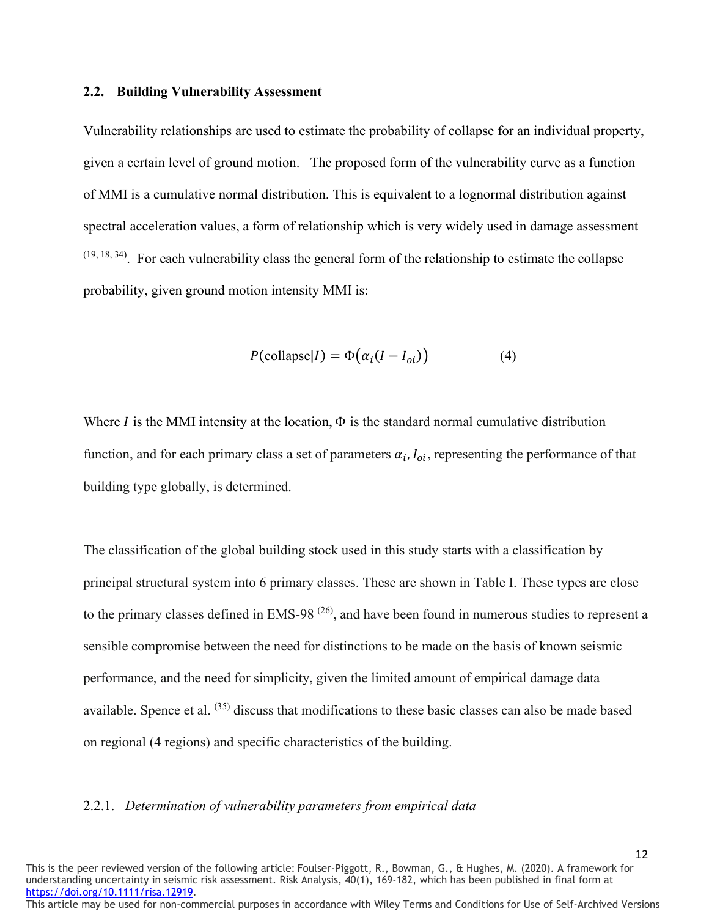### 2.2. Building Vulnerability Assessment

Vulnerability relationships are used to estimate the probability of collapse for an individual property, given a certain level of ground motion. The proposed form of the vulnerability curve as a function of MMI is a cumulative normal distribution. This is equivalent to a lognormal distribution against spectral acceleration values, a form of relationship which is very widely used in damage assessment [19, 18, 34]. For each vulnerability class the general form of the relationship to estimate the collapse probability, given ground motion intensity MMI is:

$$P(\text{collapse}|I) = \Phi\big(\alpha_i(I - I_{oi})\big) \qquad (4)$$

Where $I$ is the MMI intensity at the location, $\Phi$ is the standard normal cumulative distribution function, and for each primary class a set of parameters $\alpha_i, I_{oi}$, representing the performance of that building type globally, is determined.

The classification of the global building stock used in this study starts with a classification by principal structural system into 6 primary classes. These are shown in Table I. These types are close to the primary classes defined in EMS-98 [26], and have been found in numerous studies to represent a sensible compromise between the need for distinctions to be made on the basis of known seismic performance, and the need for simplicity, given the limited amount of empirical damage data available. Spence et al. [35] discuss that modifications to these basic classes can also be made based on regional (4 regions) and specific characteristics of the building.

#### 2.2.1. *Determination of vulnerability parameters from empirical data*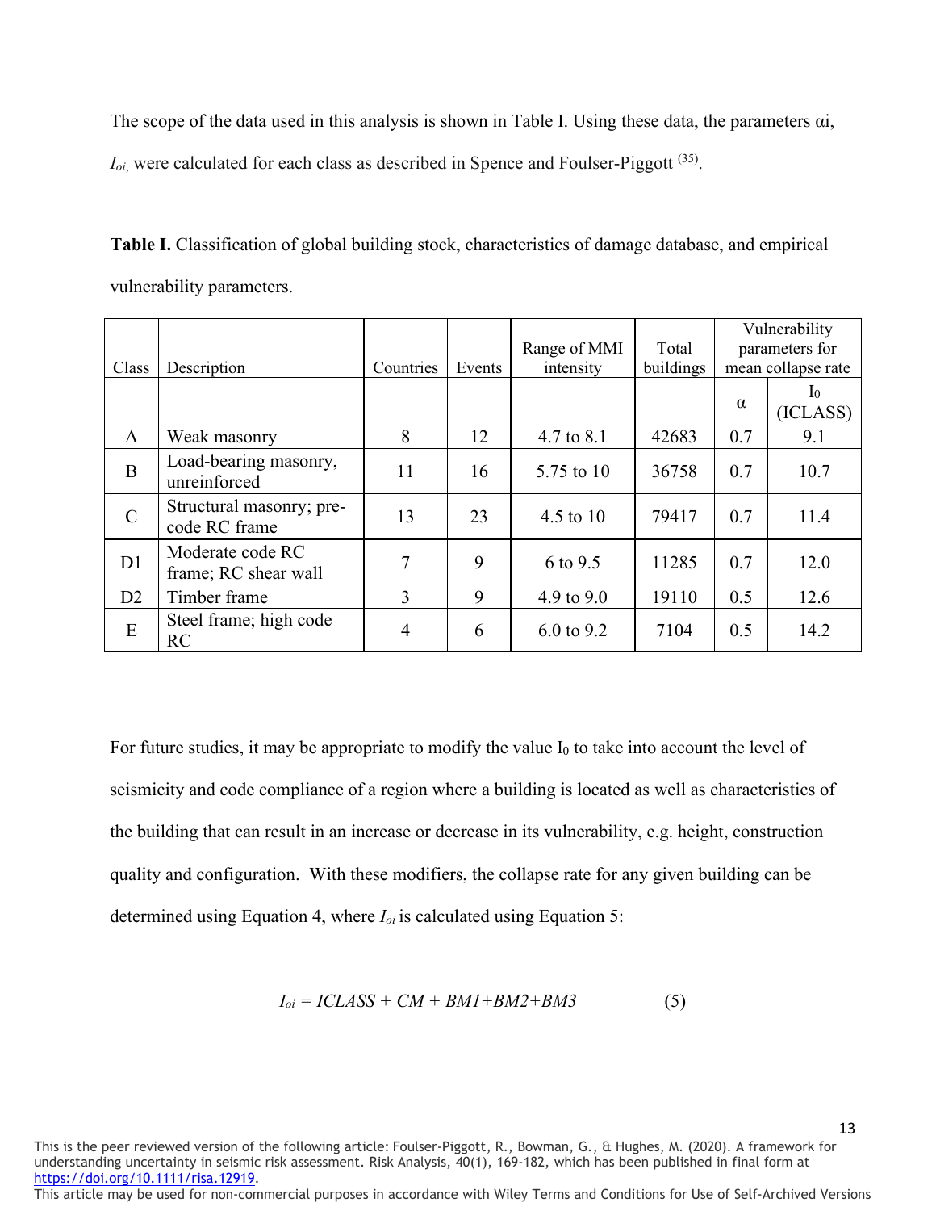The scope of the data used in this analysis is shown in Table I. Using these data, the parameters $\alpha_i$, $I_{oi}$, were calculated for each class as described in Spence and Foulser-Piggott [35].

**Table I.** Classification of global building stock, characteristics of damage database, and empirical vulnerability parameters.

| Class | Description | Countries | Events | Range of MMI intensity | Total buildings | Vulnerability parameters for mean collapse rate | |
|---|---|---|---|---|---|---|---|
| | | | | | | $\alpha$ | $I_0$ (ICLASS) |
| A | Weak masonry | 8 | 12 | 4.7 to 8.1 | 42683 | 0.7 | 9.1 |
| B | Load-bearing masonry, unreinforced | 11 | 16 | 5.75 to 10 | 36758 | 0.7 | 10.7 |
| C | Structural masonry; pre-code RC frame | 13 | 23 | 4.5 to 10 | 79417 | 0.7 | 11.4 |
| D1 | Moderate code RC frame; RC shear wall | 7 | 9 | 6 to 9.5 | 11285 | 0.7 | 12.0 |
| D2 | Timber frame | 3 | 9 | 4.9 to 9.0 | 19110 | 0.5 | 12.6 |
| E | Steel frame; high code RC | 4 | 6 | 6.0 to 9.2 | 7104 | 0.5 | 14.2 |

For future studies, it may be appropriate to modify the value $I_0$ to take into account the level of seismicity and code compliance of a region where a building is located as well as characteristics of the building that can result in an increase or decrease in its vulnerability, e.g. height, construction quality and configuration. With these modifiers, the collapse rate for any given building can be determined using Equation 4, where $I_{oi}$ is calculated using Equation 5:

$$I_{oi} = ICLASS + CM + BM1 + BM2 + BM3 \qquad (5)$$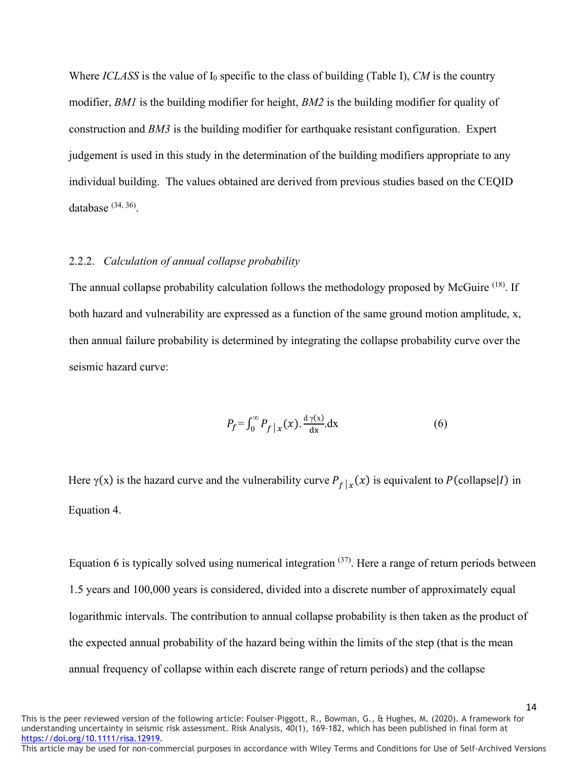Where *ICLASS* is the value of $I_0$ specific to the class of building (Table I), *CM* is the country modifier, *BM1* is the building modifier for height, *BM2* is the building modifier for quality of construction and *BM3* is the building modifier for earthquake resistant configuration. Expert judgement is used in this study in the determination of the building modifiers appropriate to any individual building. The values obtained are derived from previous studies based on the CEQID database [34, 36].

2.2.2. *Calculation of annual collapse probability*

The annual collapse probability calculation follows the methodology proposed by McGuire [18]. If both hazard and vulnerability are expressed as a function of the same ground motion amplitude, x, then annual failure probability is determined by integrating the collapse probability curve over the seismic hazard curve:

$$P_f = \int_0^\infty P_{f\,|\,x}(x).\frac{\mathrm{d}\,\gamma(\mathrm{x})}{\mathrm{dx}}.\mathrm{dx} \qquad (6)$$

Here $\gamma(\mathrm{x})$ is the hazard curve and the vulnerability curve $P_{f\,|\,x}(x)$ is equivalent to $P(\text{collapse}|I)$ in Equation 4.

Equation 6 is typically solved using numerical integration [37]. Here a range of return periods between 1.5 years and 100,000 years is considered, divided into a discrete number of approximately equal logarithmic intervals. The contribution to annual collapse probability is then taken as the product of the expected annual probability of the hazard being within the limits of the step (that is the mean annual frequency of collapse within each discrete range of return periods) and the collapse

This is the peer reviewed version of the following article: Foulser-Piggott, R., Bowman, G., & Hughes, M. (2020). A framework for understanding uncertainty in seismic risk assessment. Risk Analysis, 40(1), 169-182, which has been published in final form at https://doi.org/10.1111/risa.12919.
This article may be used for non-commercial purposes in accordance with Wiley Terms and Conditions for Use of Self-Archived Versions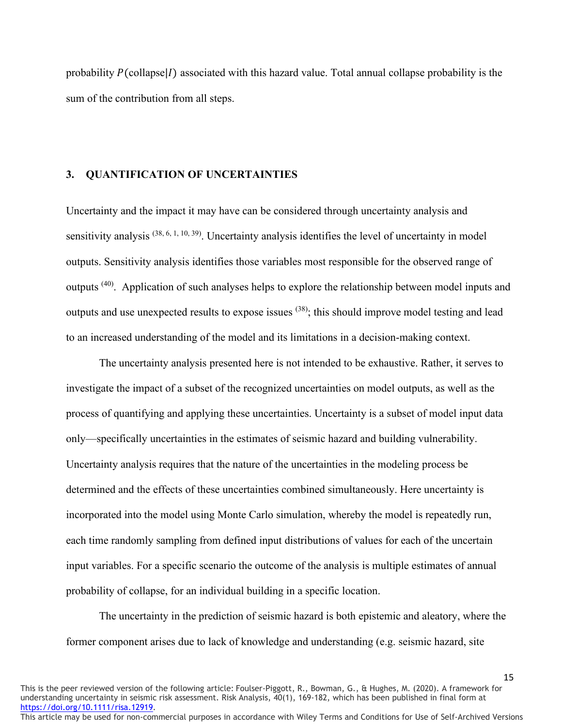probability $P(\text{collapse}|I)$ associated with this hazard value. Total annual collapse probability is the sum of the contribution from all steps.

## 3. QUANTIFICATION OF UNCERTAINTIES

Uncertainty and the impact it may have can be considered through uncertainty analysis and sensitivity analysis [38, 6, 1, 10, 39]. Uncertainty analysis identifies the level of uncertainty in model outputs. Sensitivity analysis identifies those variables most responsible for the observed range of outputs [40]. Application of such analyses helps to explore the relationship between model inputs and outputs and use unexpected results to expose issues [38]; this should improve model testing and lead to an increased understanding of the model and its limitations in a decision-making context.

The uncertainty analysis presented here is not intended to be exhaustive. Rather, it serves to investigate the impact of a subset of the recognized uncertainties on model outputs, as well as the process of quantifying and applying these uncertainties. Uncertainty is a subset of model input data only—specifically uncertainties in the estimates of seismic hazard and building vulnerability. Uncertainty analysis requires that the nature of the uncertainties in the modeling process be determined and the effects of these uncertainties combined simultaneously. Here uncertainty is incorporated into the model using Monte Carlo simulation, whereby the model is repeatedly run, each time randomly sampling from defined input distributions of values for each of the uncertain input variables. For a specific scenario the outcome of the analysis is multiple estimates of annual probability of collapse, for an individual building in a specific location.

The uncertainty in the prediction of seismic hazard is both epistemic and aleatory, where the former component arises due to lack of knowledge and understanding (e.g. seismic hazard, site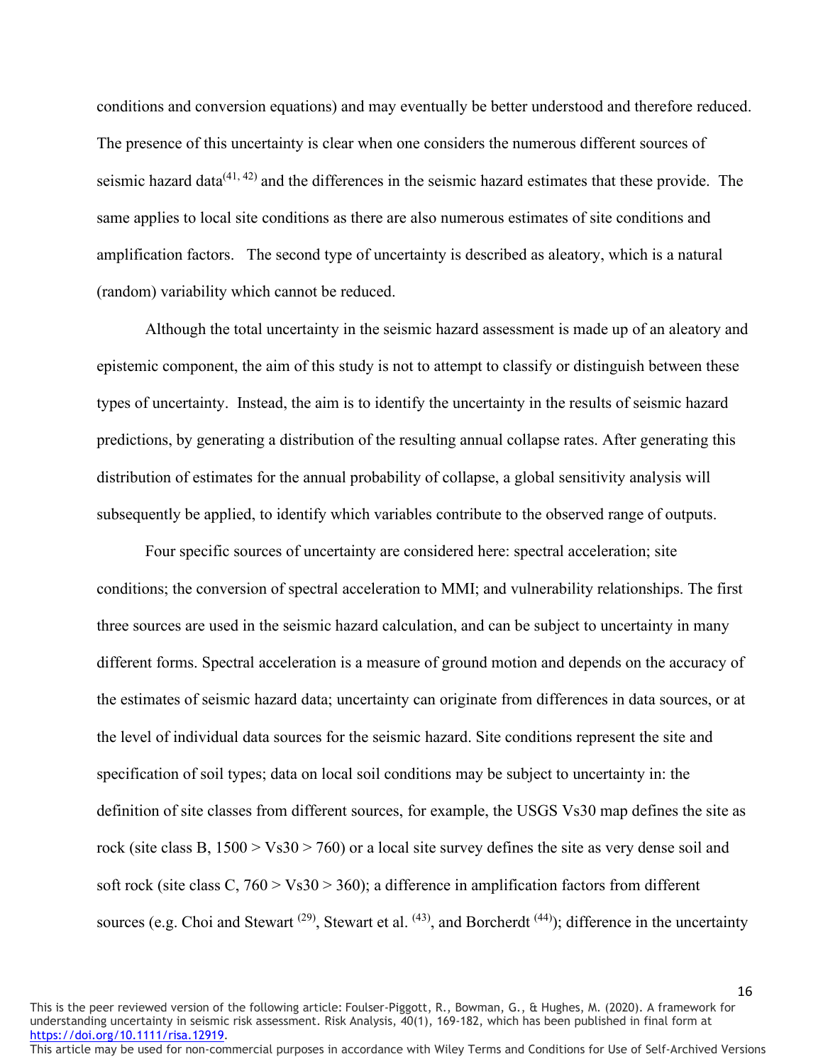conditions and conversion equations) and may eventually be better understood and therefore reduced. The presence of this uncertainty is clear when one considers the numerous different sources of seismic hazard data[41, 42] and the differences in the seismic hazard estimates that these provide. The same applies to local site conditions as there are also numerous estimates of site conditions and amplification factors. The second type of uncertainty is described as aleatory, which is a natural (random) variability which cannot be reduced.

Although the total uncertainty in the seismic hazard assessment is made up of an aleatory and epistemic component, the aim of this study is not to attempt to classify or distinguish between these types of uncertainty. Instead, the aim is to identify the uncertainty in the results of seismic hazard predictions, by generating a distribution of the resulting annual collapse rates. After generating this distribution of estimates for the annual probability of collapse, a global sensitivity analysis will subsequently be applied, to identify which variables contribute to the observed range of outputs.

Four specific sources of uncertainty are considered here: spectral acceleration; site conditions; the conversion of spectral acceleration to MMI; and vulnerability relationships. The first three sources are used in the seismic hazard calculation, and can be subject to uncertainty in many different forms. Spectral acceleration is a measure of ground motion and depends on the accuracy of the estimates of seismic hazard data; uncertainty can originate from differences in data sources, or at the level of individual data sources for the seismic hazard. Site conditions represent the site and specification of soil types; data on local soil conditions may be subject to uncertainty in: the definition of site classes from different sources, for example, the USGS Vs30 map defines the site as rock (site class B, 1500 > Vs30 > 760) or a local site survey defines the site as very dense soil and soft rock (site class C, 760 > Vs30 > 360); a difference in amplification factors from different sources (e.g. Choi and Stewart [29], Stewart et al. [43], and Borcherdt [44]); difference in the uncertainty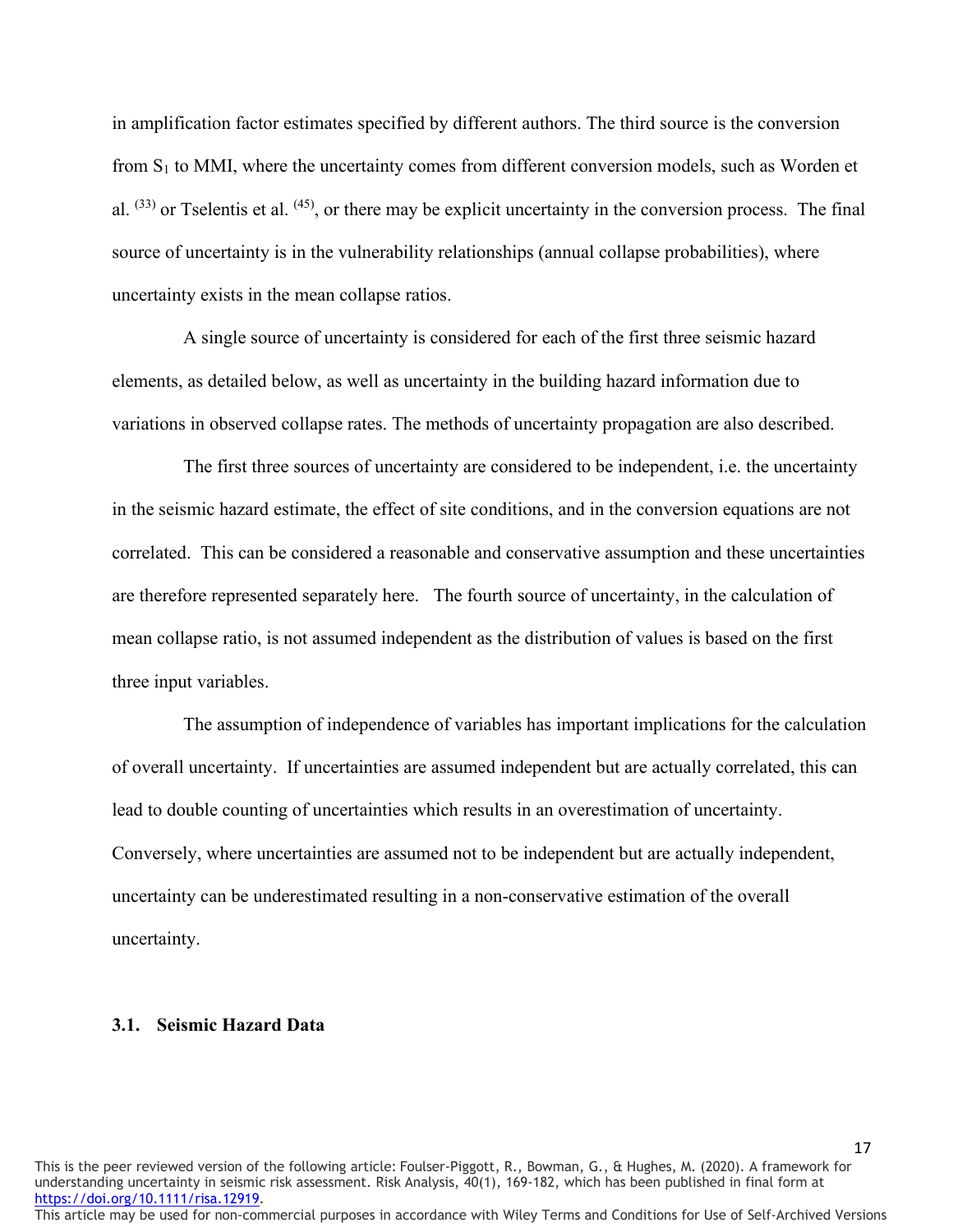in amplification factor estimates specified by different authors. The third source is the conversion from $S_1$ to MMI, where the uncertainty comes from different conversion models, such as Worden et al. [33] or Tselentis et al. [45], or there may be explicit uncertainty in the conversion process. The final source of uncertainty is in the vulnerability relationships (annual collapse probabilities), where uncertainty exists in the mean collapse ratios.

A single source of uncertainty is considered for each of the first three seismic hazard elements, as detailed below, as well as uncertainty in the building hazard information due to variations in observed collapse rates. The methods of uncertainty propagation are also described.

The first three sources of uncertainty are considered to be independent, i.e. the uncertainty in the seismic hazard estimate, the effect of site conditions, and in the conversion equations are not correlated. This can be considered a reasonable and conservative assumption and these uncertainties are therefore represented separately here. The fourth source of uncertainty, in the calculation of mean collapse ratio, is not assumed independent as the distribution of values is based on the first three input variables.

The assumption of independence of variables has important implications for the calculation of overall uncertainty. If uncertainties are assumed independent but are actually correlated, this can lead to double counting of uncertainties which results in an overestimation of uncertainty. Conversely, where uncertainties are assumed not to be independent but are actually independent, uncertainty can be underestimated resulting in a non-conservative estimation of the overall uncertainty.

### 3.1. Seismic Hazard Data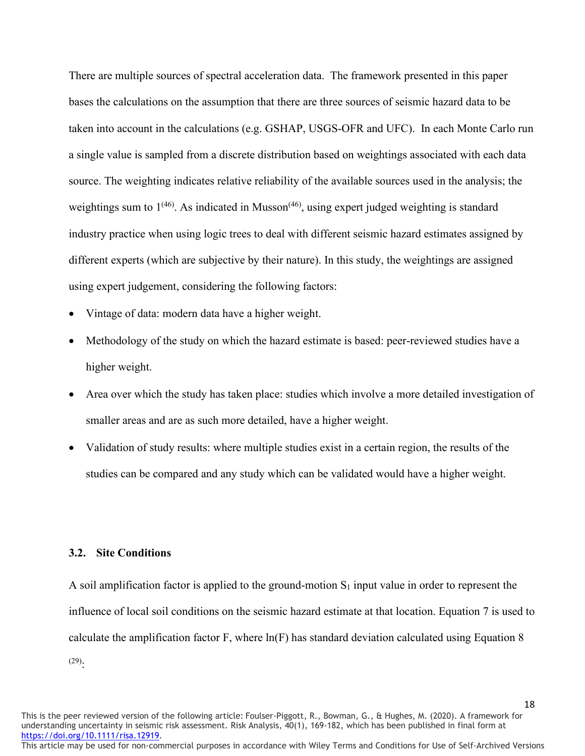There are multiple sources of spectral acceleration data. The framework presented in this paper bases the calculations on the assumption that there are three sources of seismic hazard data to be taken into account in the calculations (e.g. GSHAP, USGS-OFR and UFC). In each Monte Carlo run a single value is sampled from a discrete distribution based on weightings associated with each data source. The weighting indicates relative reliability of the available sources used in the analysis; the weightings sum to 1[46]. As indicated in Musson[46], using expert judged weighting is standard industry practice when using logic trees to deal with different seismic hazard estimates assigned by different experts (which are subjective by their nature). In this study, the weightings are assigned using expert judgement, considering the following factors:

- Vintage of data: modern data have a higher weight.
- Methodology of the study on which the hazard estimate is based: peer-reviewed studies have a higher weight.
- Area over which the study has taken place: studies which involve a more detailed investigation of smaller areas and are as such more detailed, have a higher weight.
- Validation of study results: where multiple studies exist in a certain region, the results of the studies can be compared and any study which can be validated would have a higher weight.

### 3.2. Site Conditions

A soil amplification factor is applied to the ground-motion $S_1$ input value in order to represent the influence of local soil conditions on the seismic hazard estimate at that location. Equation 7 is used to calculate the amplification factor F, where ln(F) has standard deviation calculated using Equation 8 [29]: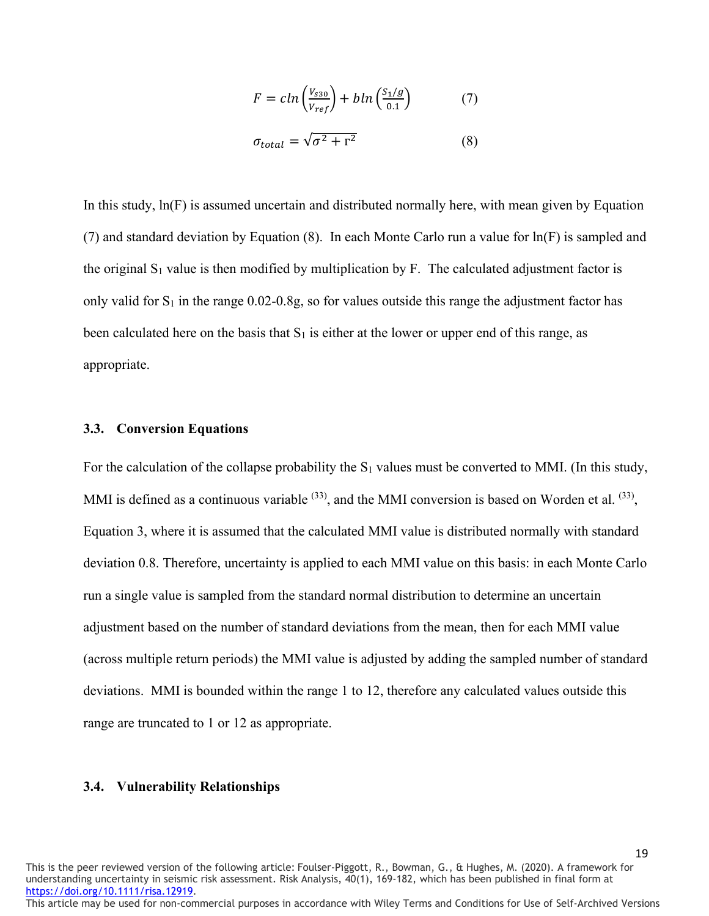$$F = c\ln\left(\frac{V_{s30}}{V_{ref}}\right) + b\ln\left(\frac{S_1/g}{0.1}\right) \qquad (7)$$

$$\sigma_{total} = \sqrt{\sigma^2 + \text{r}^2} \qquad (8)$$

In this study, ln(F) is assumed uncertain and distributed normally here, with mean given by Equation (7) and standard deviation by Equation (8). In each Monte Carlo run a value for ln(F) is sampled and the original $S_1$ value is then modified by multiplication by F. The calculated adjustment factor is only valid for $S_1$ in the range 0.02-0.8g, so for values outside this range the adjustment factor has been calculated here on the basis that $S_1$ is either at the lower or upper end of this range, as appropriate.

### 3.3. Conversion Equations

For the calculation of the collapse probability the $S_1$ values must be converted to MMI. (In this study, MMI is defined as a continuous variable [(33)], and the MMI conversion is based on Worden et al. [(33)], Equation 3, where it is assumed that the calculated MMI value is distributed normally with standard deviation 0.8. Therefore, uncertainty is applied to each MMI value on this basis: in each Monte Carlo run a single value is sampled from the standard normal distribution to determine an uncertain adjustment based on the number of standard deviations from the mean, then for each MMI value (across multiple return periods) the MMI value is adjusted by adding the sampled number of standard deviations. MMI is bounded within the range 1 to 12, therefore any calculated values outside this range are truncated to 1 or 12 as appropriate.

### 3.4. Vulnerability Relationships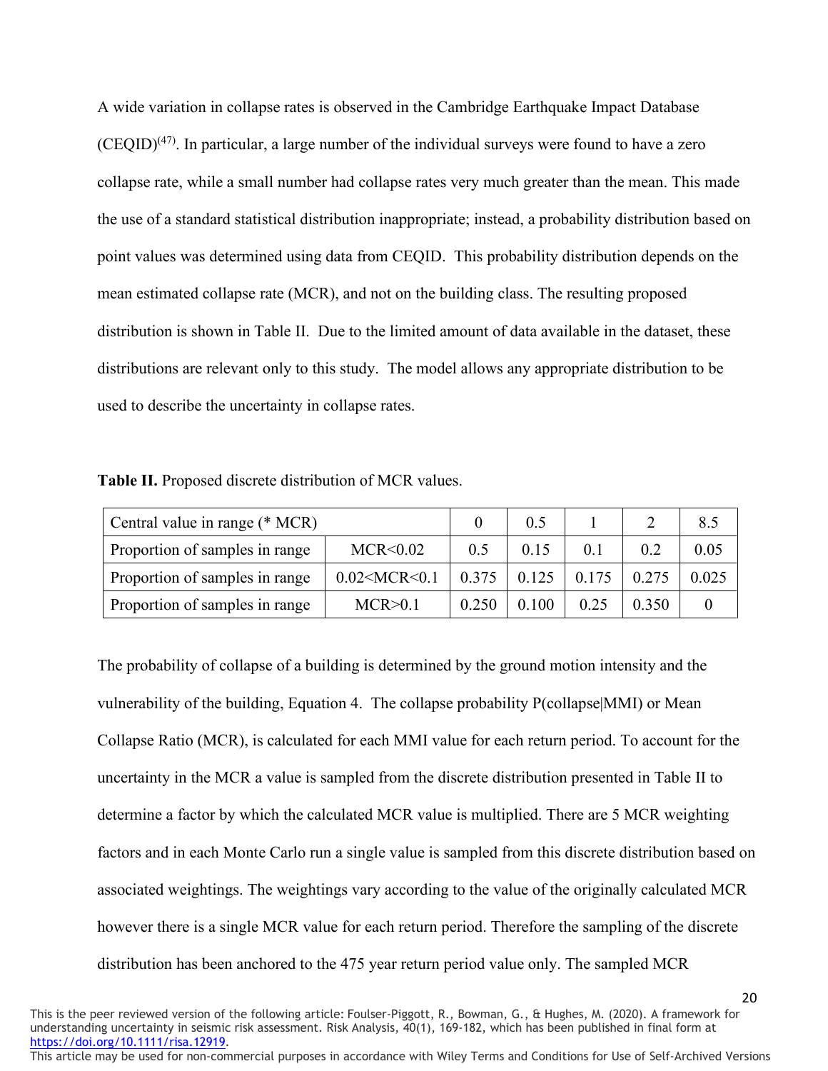A wide variation in collapse rates is observed in the Cambridge Earthquake Impact Database (CEQID)[47]. In particular, a large number of the individual surveys were found to have a zero collapse rate, while a small number had collapse rates very much greater than the mean. This made the use of a standard statistical distribution inappropriate; instead, a probability distribution based on point values was determined using data from CEQID. This probability distribution depends on the mean estimated collapse rate (MCR), and not on the building class. The resulting proposed distribution is shown in Table II. Due to the limited amount of data available in the dataset, these distributions are relevant only to this study. The model allows any appropriate distribution to be used to describe the uncertainty in collapse rates.

**Table II.** Proposed discrete distribution of MCR values.

| Central value in range (* MCR) | | 0 | 0.5 | 1 | 2 | 8.5 |
|---|---|---|---|---|---|---|
| Proportion of samples in range | MCR<0.02 | 0.5 | 0.15 | 0.1 | 0.2 | 0.05 |
| Proportion of samples in range | 0.02<MCR<0.1 | 0.375 | 0.125 | 0.175 | 0.275 | 0.025 |
| Proportion of samples in range | MCR>0.1 | 0.250 | 0.100 | 0.25 | 0.350 | 0 |

The probability of collapse of a building is determined by the ground motion intensity and the vulnerability of the building, Equation 4. The collapse probability P(collapse|MMI) or Mean Collapse Ratio (MCR), is calculated for each MMI value for each return period. To account for the uncertainty in the MCR a value is sampled from the discrete distribution presented in Table II to determine a factor by which the calculated MCR value is multiplied. There are 5 MCR weighting factors and in each Monte Carlo run a single value is sampled from this discrete distribution based on associated weightings. The weightings vary according to the value of the originally calculated MCR however there is a single MCR value for each return period. Therefore the sampling of the discrete distribution has been anchored to the 475 year return period value only. The sampled MCR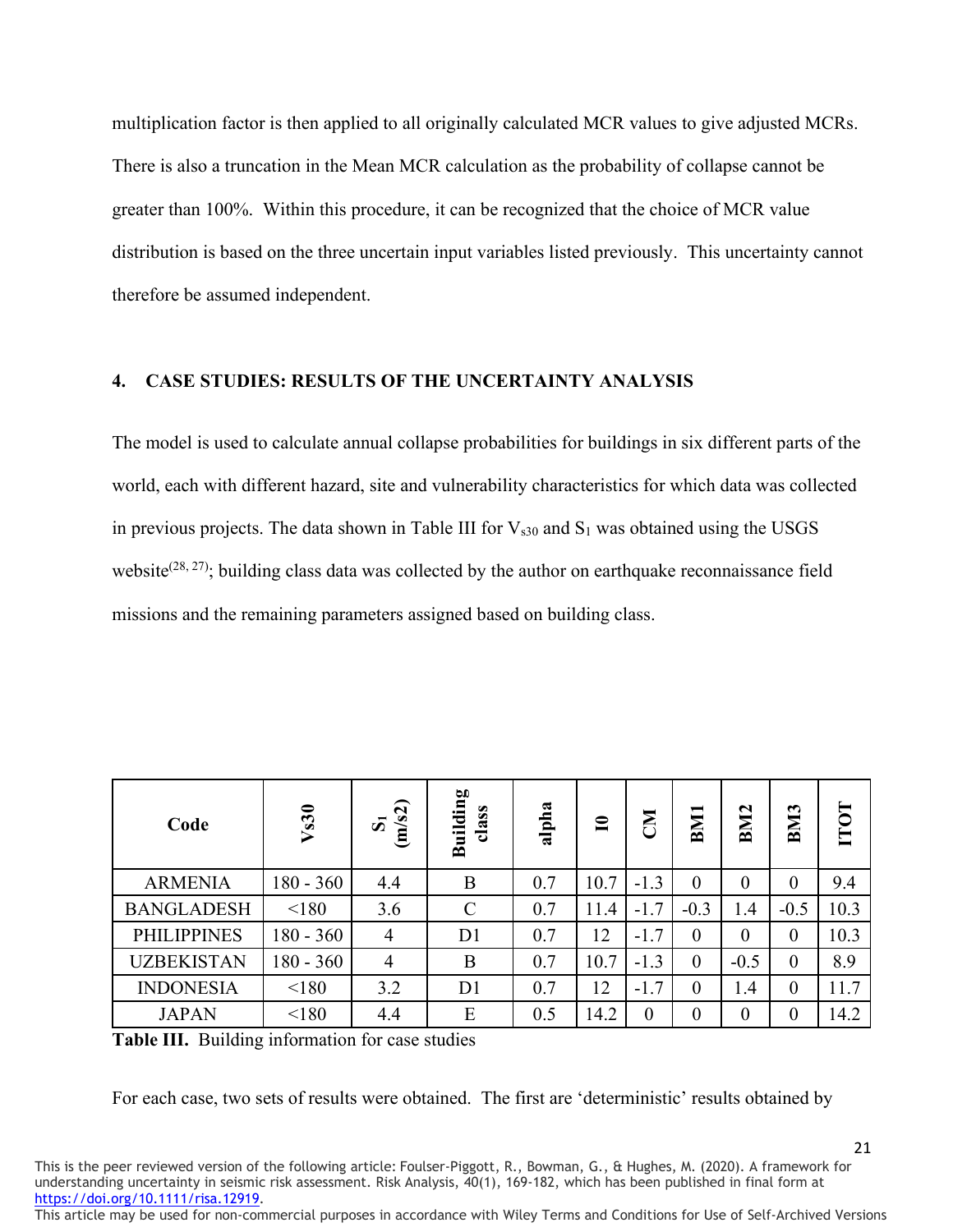multiplication factor is then applied to all originally calculated MCR values to give adjusted MCRs. There is also a truncation in the Mean MCR calculation as the probability of collapse cannot be greater than 100%. Within this procedure, it can be recognized that the choice of MCR value distribution is based on the three uncertain input variables listed previously. This uncertainty cannot therefore be assumed independent.

## 4. CASE STUDIES: RESULTS OF THE UNCERTAINTY ANALYSIS

The model is used to calculate annual collapse probabilities for buildings in six different parts of the world, each with different hazard, site and vulnerability characteristics for which data was collected in previous projects. The data shown in Table III for $V_{s30}$ and $S_1$ was obtained using the USGS website[28, 27]; building class data was collected by the author on earthquake reconnaissance field missions and the remaining parameters assigned based on building class.

| Code | Vs30 | $S_1$ (m/s2) | Building class | alpha | I0 | CM | BM1 | BM2 | BM3 | ITOT |
|---|---|---|---|---|---|---|---|---|---|---|
| ARMENIA | 180 - 360 | 4.4 | B | 0.7 | 10.7 | -1.3 | 0 | 0 | 0 | 9.4 |
| BANGLADESH | <180 | 3.6 | C | 0.7 | 11.4 | -1.7 | -0.3 | 1.4 | -0.5 | 10.3 |
| PHILIPPINES | 180 - 360 | 4 | D1 | 0.7 | 12 | -1.7 | 0 | 0 | 0 | 10.3 |
| UZBEKISTAN | 180 - 360 | 4 | B | 0.7 | 10.7 | -1.3 | 0 | -0.5 | 0 | 8.9 |
| INDONESIA | <180 | 3.2 | D1 | 0.7 | 12 | -1.7 | 0 | 1.4 | 0 | 11.7 |
| JAPAN | <180 | 4.4 | E | 0.5 | 14.2 | 0 | 0 | 0 | 0 | 14.2 |

**Table III.** Building information for case studies

For each case, two sets of results were obtained. The first are 'deterministic' results obtained by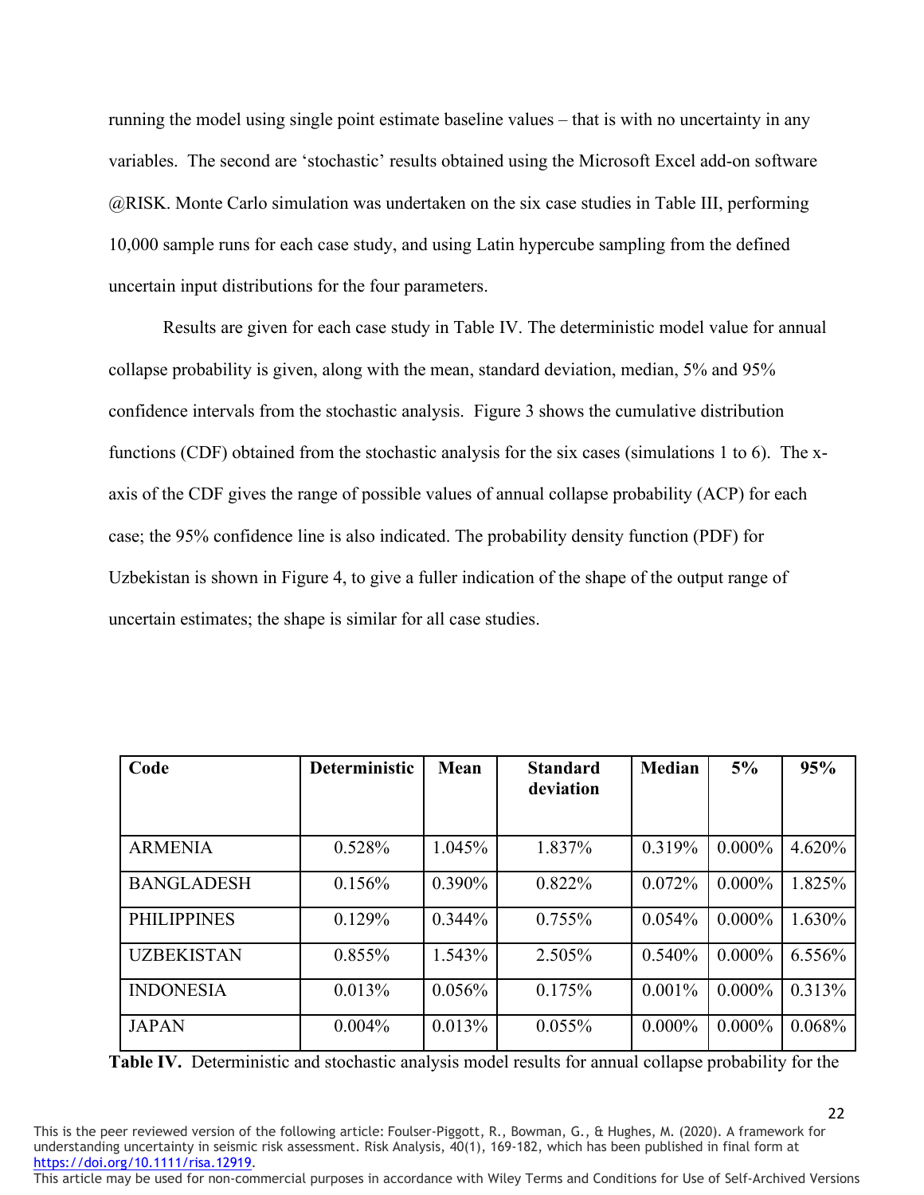running the model using single point estimate baseline values – that is with no uncertainty in any variables. The second are 'stochastic' results obtained using the Microsoft Excel add-on software @RISK. Monte Carlo simulation was undertaken on the six case studies in Table III, performing 10,000 sample runs for each case study, and using Latin hypercube sampling from the defined uncertain input distributions for the four parameters.

Results are given for each case study in Table IV. The deterministic model value for annual collapse probability is given, along with the mean, standard deviation, median, 5% and 95% confidence intervals from the stochastic analysis. Figure 3 shows the cumulative distribution functions (CDF) obtained from the stochastic analysis for the six cases (simulations 1 to 6). The x-axis of the CDF gives the range of possible values of annual collapse probability (ACP) for each case; the 95% confidence line is also indicated. The probability density function (PDF) for Uzbekistan is shown in Figure 4, to give a fuller indication of the shape of the output range of uncertain estimates; the shape is similar for all case studies.

| Code | Deterministic | Mean | Standard deviation | Median | 5% | 95% |
|---|---|---|---|---|---|---|
| ARMENIA | 0.528% | 1.045% | 1.837% | 0.319% | 0.000% | 4.620% |
| BANGLADESH | 0.156% | 0.390% | 0.822% | 0.072% | 0.000% | 1.825% |
| PHILIPPINES | 0.129% | 0.344% | 0.755% | 0.054% | 0.000% | 1.630% |
| UZBEKISTAN | 0.855% | 1.543% | 2.505% | 0.540% | 0.000% | 6.556% |
| INDONESIA | 0.013% | 0.056% | 0.175% | 0.001% | 0.000% | 0.313% |
| JAPAN | 0.004% | 0.013% | 0.055% | 0.000% | 0.000% | 0.068% |

**Table IV.** Deterministic and stochastic analysis model results for annual collapse probability for the

This is the peer reviewed version of the following article: Foulser-Piggott, R., Bowman, G., & Hughes, M. (2020). A framework for understanding uncertainty in seismic risk assessment. Risk Analysis, 40(1), 169-182, which has been published in final form at https://doi.org/10.1111/risa.12919.
This article may be used for non-commercial purposes in accordance with Wiley Terms and Conditions for Use of Self-Archived Versions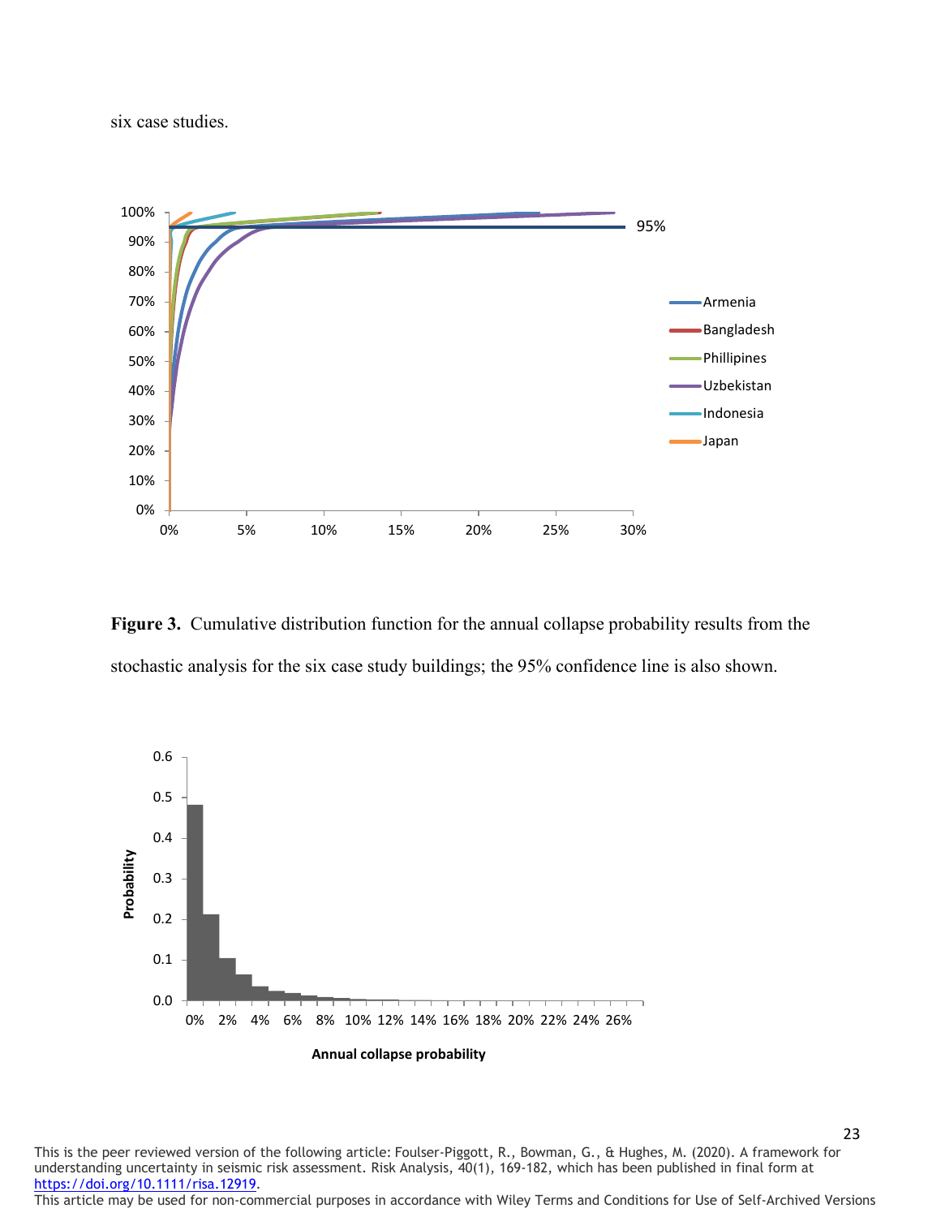six case studies.

**Figure 3.** Cumulative distribution function for the annual collapse probability results from the stochastic analysis for the six case study buildings; the 95% confidence line is also shown.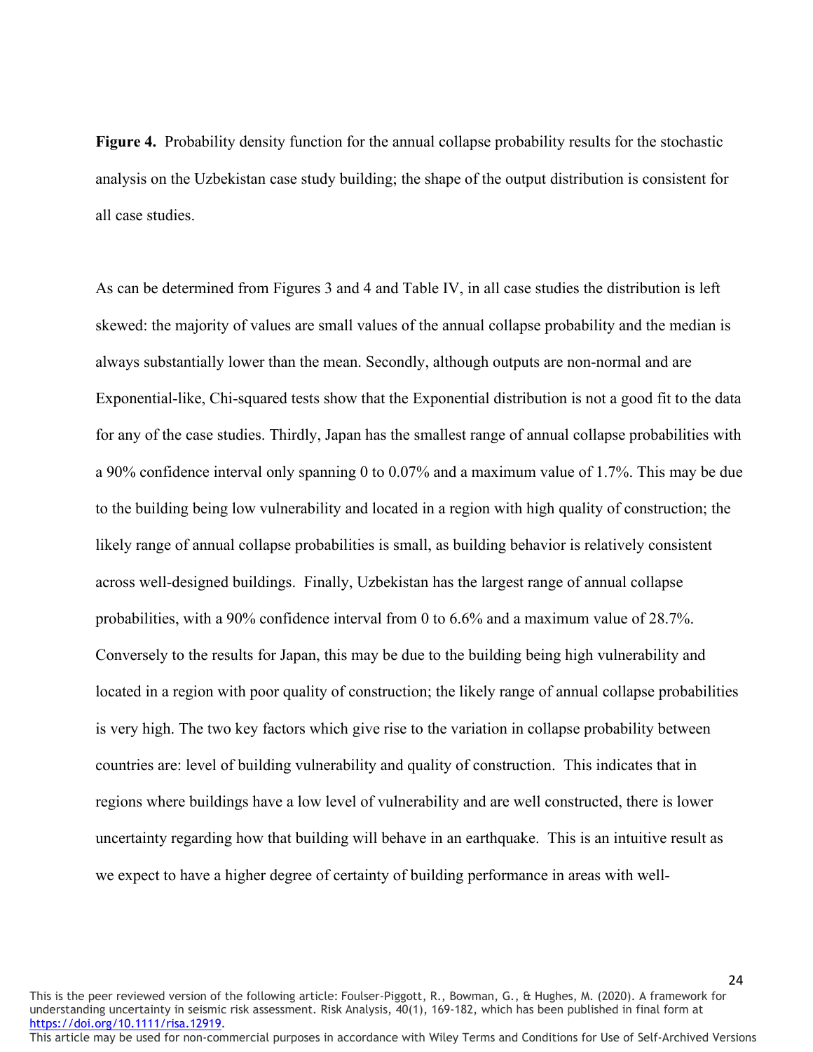**Figure 4.** Probability density function for the annual collapse probability results for the stochastic analysis on the Uzbekistan case study building; the shape of the output distribution is consistent for all case studies.

As can be determined from Figures 3 and 4 and Table IV, in all case studies the distribution is left skewed: the majority of values are small values of the annual collapse probability and the median is always substantially lower than the mean. Secondly, although outputs are non-normal and are Exponential-like, Chi-squared tests show that the Exponential distribution is not a good fit to the data for any of the case studies. Thirdly, Japan has the smallest range of annual collapse probabilities with a 90% confidence interval only spanning 0 to 0.07% and a maximum value of 1.7%. This may be due to the building being low vulnerability and located in a region with high quality of construction; the likely range of annual collapse probabilities is small, as building behavior is relatively consistent across well-designed buildings. Finally, Uzbekistan has the largest range of annual collapse probabilities, with a 90% confidence interval from 0 to 6.6% and a maximum value of 28.7%. Conversely to the results for Japan, this may be due to the building being high vulnerability and located in a region with poor quality of construction; the likely range of annual collapse probabilities is very high. The two key factors which give rise to the variation in collapse probability between countries are: level of building vulnerability and quality of construction. This indicates that in regions where buildings have a low level of vulnerability and are well constructed, there is lower uncertainty regarding how that building will behave in an earthquake. This is an intuitive result as we expect to have a higher degree of certainty of building performance in areas with well-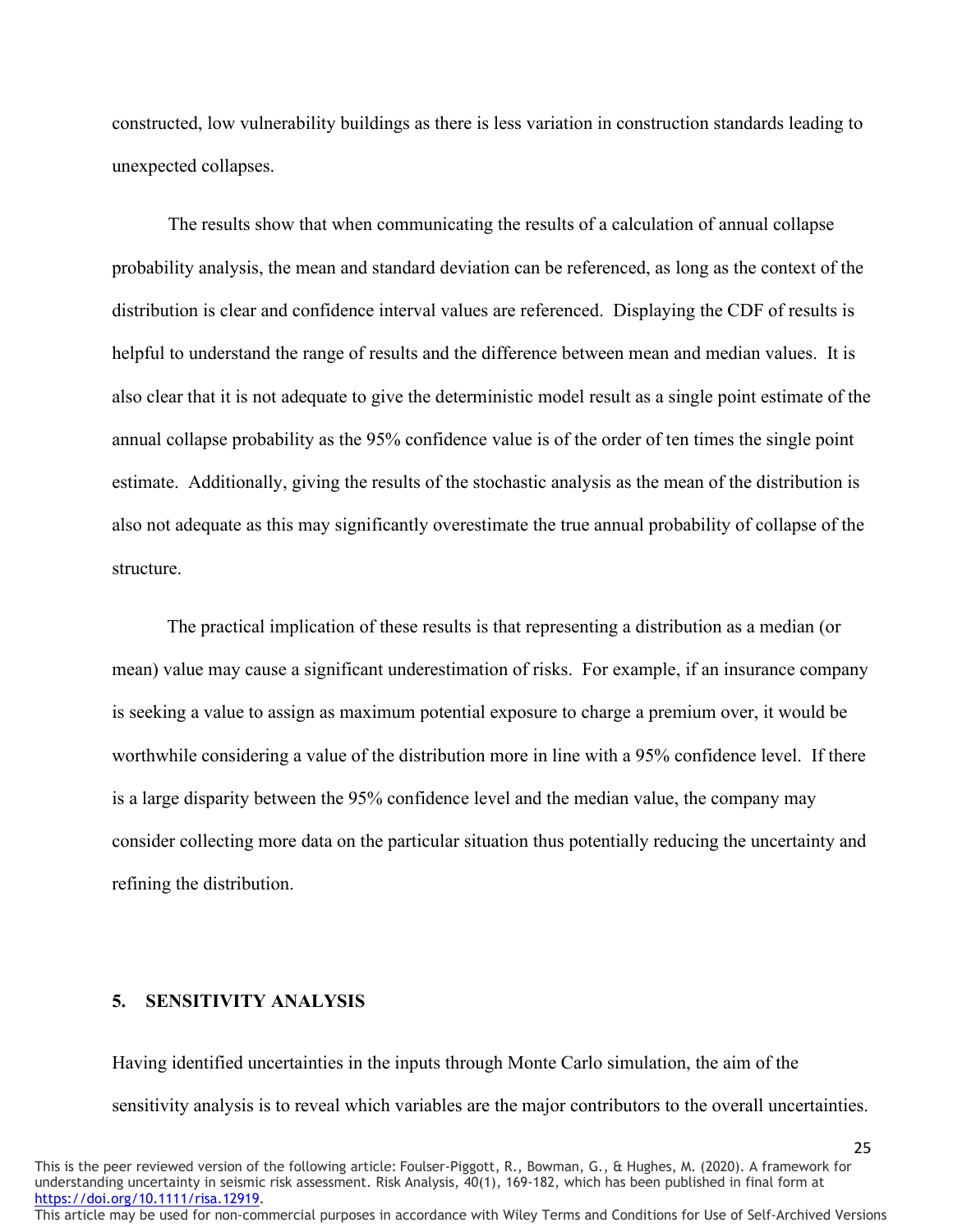constructed, low vulnerability buildings as there is less variation in construction standards leading to unexpected collapses.

The results show that when communicating the results of a calculation of annual collapse probability analysis, the mean and standard deviation can be referenced, as long as the context of the distribution is clear and confidence interval values are referenced. Displaying the CDF of results is helpful to understand the range of results and the difference between mean and median values. It is also clear that it is not adequate to give the deterministic model result as a single point estimate of the annual collapse probability as the 95% confidence value is of the order of ten times the single point estimate. Additionally, giving the results of the stochastic analysis as the mean of the distribution is also not adequate as this may significantly overestimate the true annual probability of collapse of the structure.

The practical implication of these results is that representing a distribution as a median (or mean) value may cause a significant underestimation of risks. For example, if an insurance company is seeking a value to assign as maximum potential exposure to charge a premium over, it would be worthwhile considering a value of the distribution more in line with a 95% confidence level. If there is a large disparity between the 95% confidence level and the median value, the company may consider collecting more data on the particular situation thus potentially reducing the uncertainty and refining the distribution.

## 5. SENSITIVITY ANALYSIS

Having identified uncertainties in the inputs through Monte Carlo simulation, the aim of the sensitivity analysis is to reveal which variables are the major contributors to the overall uncertainties.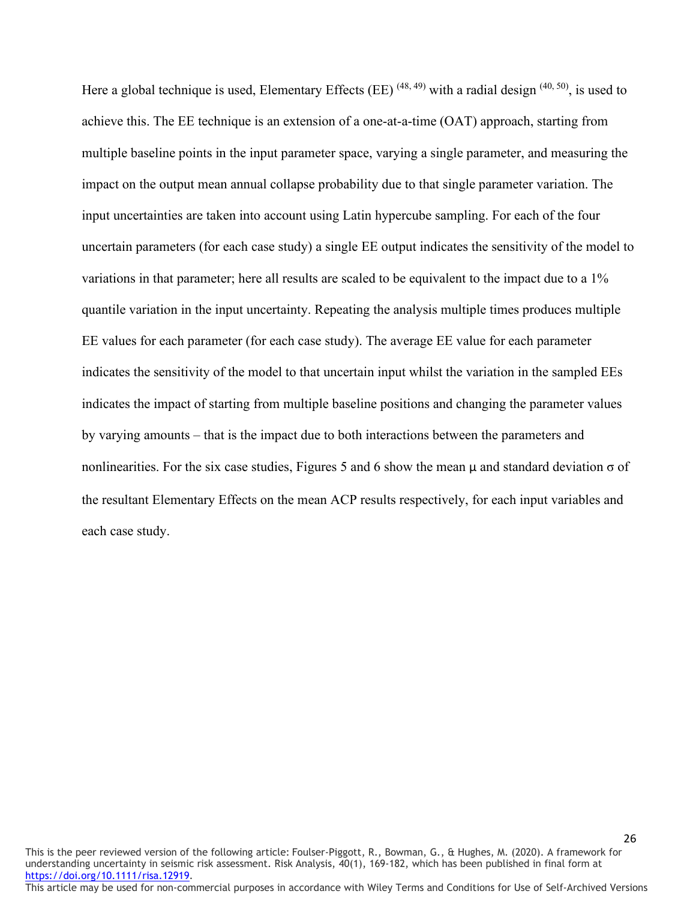Here a global technique is used, Elementary Effects (EE) [48, 49] with a radial design [40, 50], is used to achieve this. The EE technique is an extension of a one-at-a-time (OAT) approach, starting from multiple baseline points in the input parameter space, varying a single parameter, and measuring the impact on the output mean annual collapse probability due to that single parameter variation. The input uncertainties are taken into account using Latin hypercube sampling. For each of the four uncertain parameters (for each case study) a single EE output indicates the sensitivity of the model to variations in that parameter; here all results are scaled to be equivalent to the impact due to a 1% quantile variation in the input uncertainty. Repeating the analysis multiple times produces multiple EE values for each parameter (for each case study). The average EE value for each parameter indicates the sensitivity of the model to that uncertain input whilst the variation in the sampled EEs indicates the impact of starting from multiple baseline positions and changing the parameter values by varying amounts – that is the impact due to both interactions between the parameters and nonlinearities. For the six case studies, Figures 5 and 6 show the mean $\mu$ and standard deviation $\sigma$ of the resultant Elementary Effects on the mean ACP results respectively, for each input variables and each case study.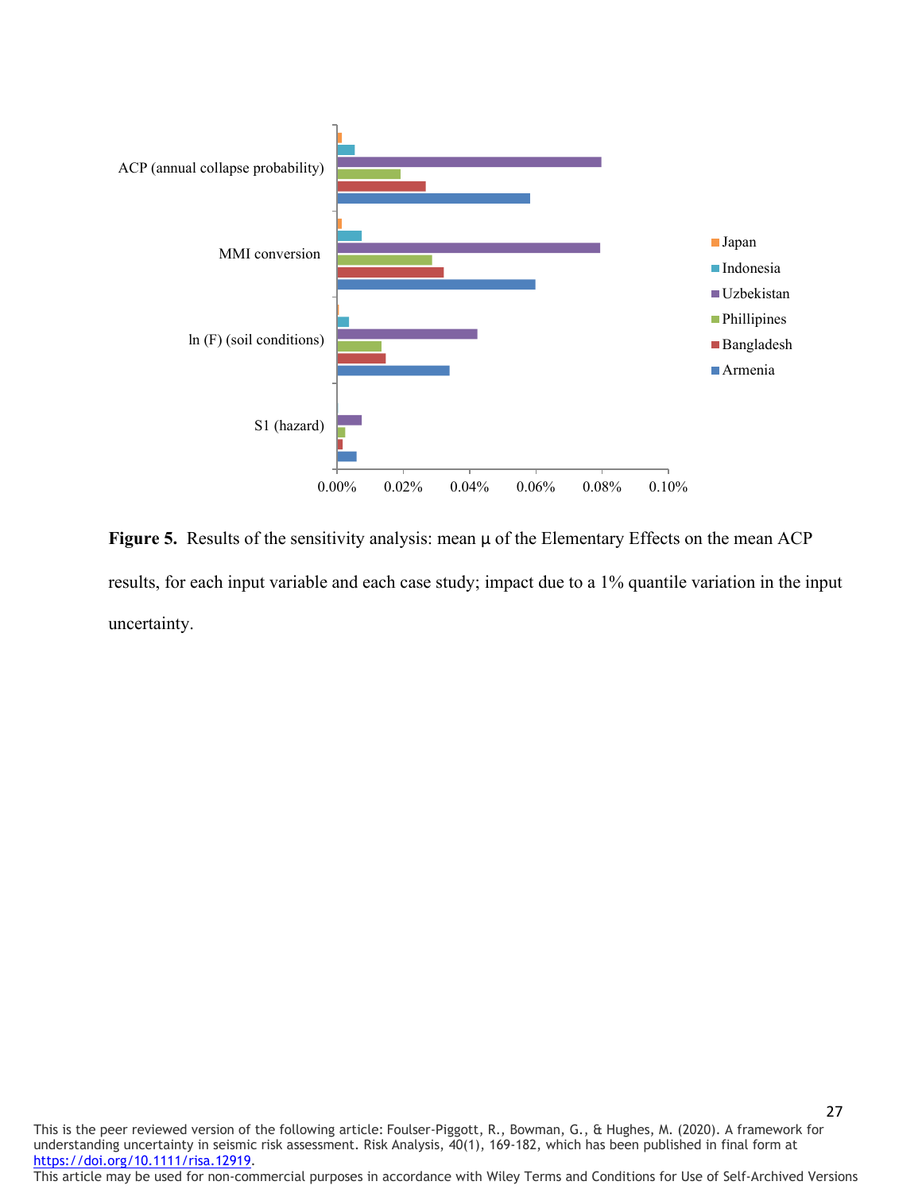**Figure 5.** Results of the sensitivity analysis: mean μ of the Elementary Effects on the mean ACP results, for each input variable and each case study; impact due to a 1% quantile variation in the input uncertainty.

This is the peer reviewed version of the following article: Foulser-Piggott, R., Bowman, G., & Hughes, M. (2020). A framework for understanding uncertainty in seismic risk assessment. Risk Analysis, 40(1), 169-182, which has been published in final form at https://doi.org/10.1111/risa.12919.
This article may be used for non-commercial purposes in accordance with Wiley Terms and Conditions for Use of Self-Archived Versions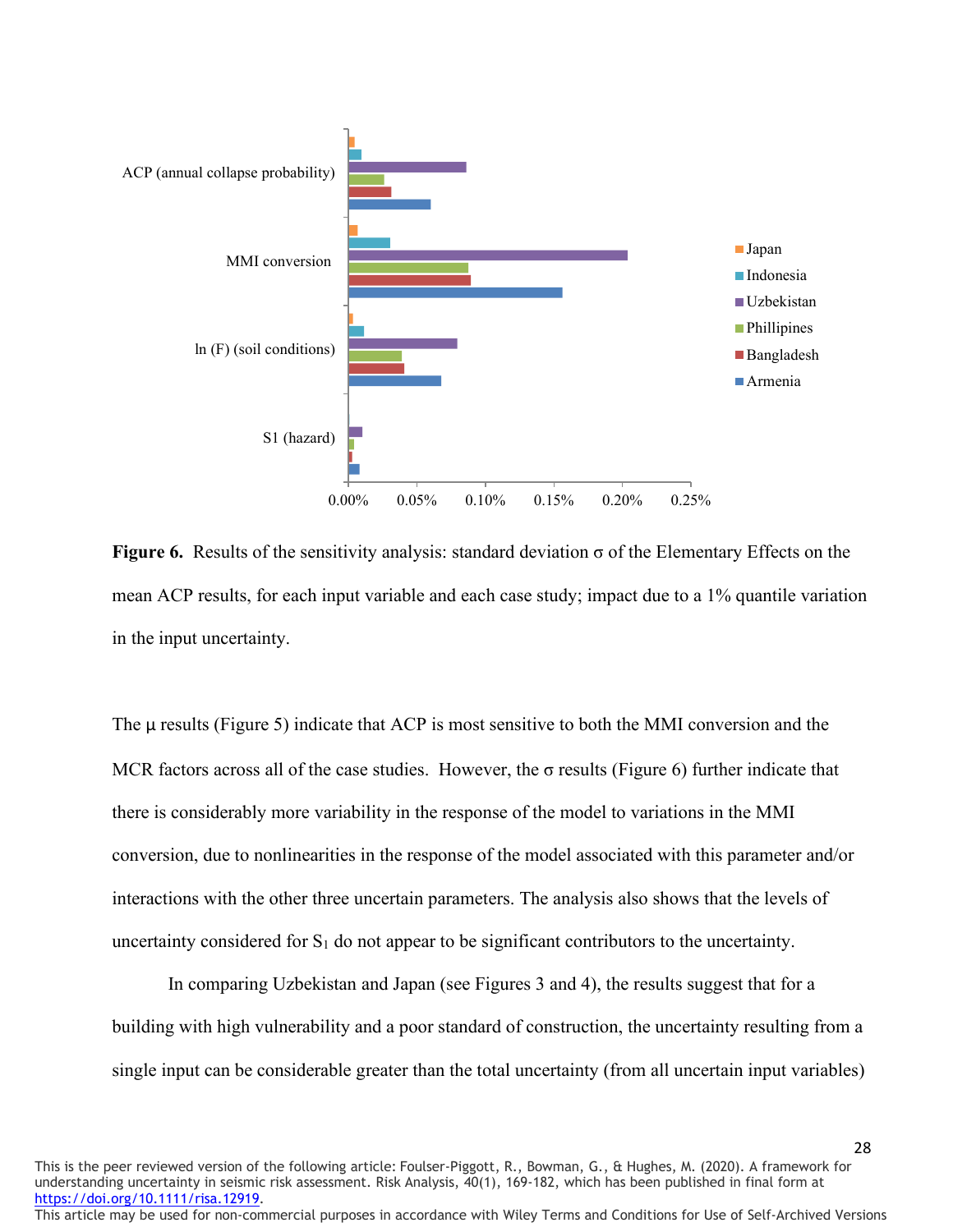**Figure 6.** Results of the sensitivity analysis: standard deviation σ of the Elementary Effects on the mean ACP results, for each input variable and each case study; impact due to a 1% quantile variation in the input uncertainty.

The μ results (Figure 5) indicate that ACP is most sensitive to both the MMI conversion and the MCR factors across all of the case studies. However, the σ results (Figure 6) further indicate that there is considerably more variability in the response of the model to variations in the MMI conversion, due to nonlinearities in the response of the model associated with this parameter and/or interactions with the other three uncertain parameters. The analysis also shows that the levels of uncertainty considered for $S_1$ do not appear to be significant contributors to the uncertainty.

In comparing Uzbekistan and Japan (see Figures 3 and 4), the results suggest that for a building with high vulnerability and a poor standard of construction, the uncertainty resulting from a single input can be considerable greater than the total uncertainty (from all uncertain input variables)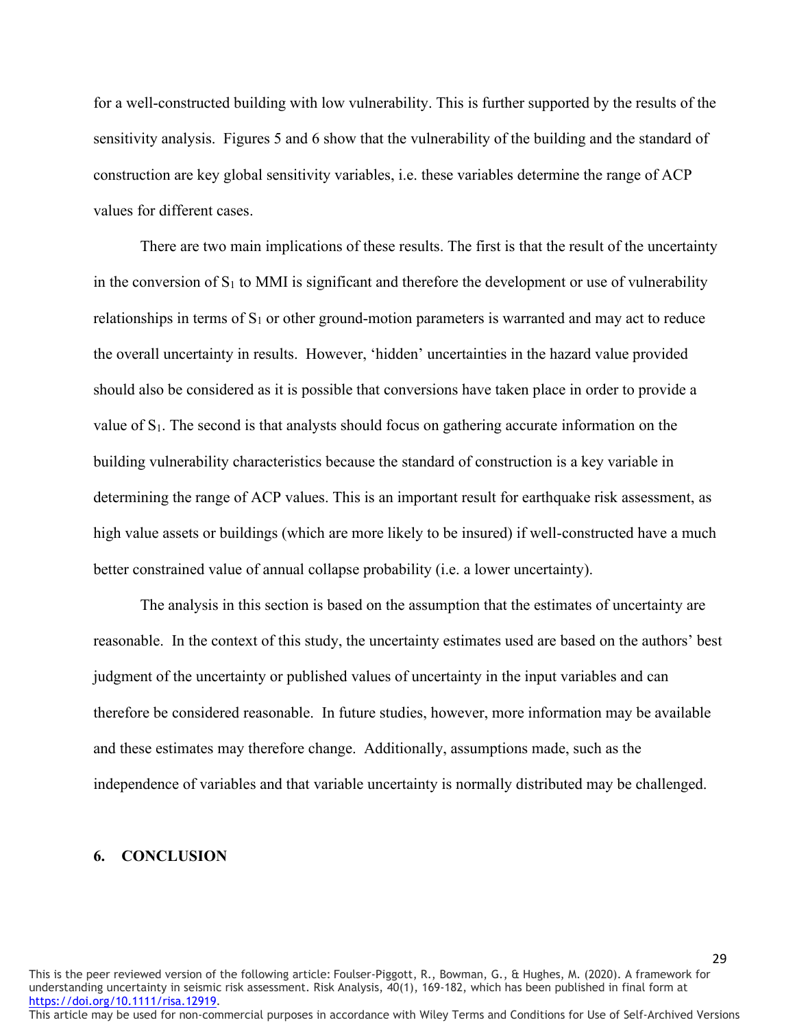for a well-constructed building with low vulnerability. This is further supported by the results of the sensitivity analysis. Figures 5 and 6 show that the vulnerability of the building and the standard of construction are key global sensitivity variables, i.e. these variables determine the range of ACP values for different cases.

There are two main implications of these results. The first is that the result of the uncertainty in the conversion of $S_1$ to MMI is significant and therefore the development or use of vulnerability relationships in terms of $S_1$ or other ground-motion parameters is warranted and may act to reduce the overall uncertainty in results. However, 'hidden' uncertainties in the hazard value provided should also be considered as it is possible that conversions have taken place in order to provide a value of $S_1$. The second is that analysts should focus on gathering accurate information on the building vulnerability characteristics because the standard of construction is a key variable in determining the range of ACP values. This is an important result for earthquake risk assessment, as high value assets or buildings (which are more likely to be insured) if well-constructed have a much better constrained value of annual collapse probability (i.e. a lower uncertainty).

The analysis in this section is based on the assumption that the estimates of uncertainty are reasonable. In the context of this study, the uncertainty estimates used are based on the authors' best judgment of the uncertainty or published values of uncertainty in the input variables and can therefore be considered reasonable. In future studies, however, more information may be available and these estimates may therefore change. Additionally, assumptions made, such as the independence of variables and that variable uncertainty is normally distributed may be challenged.

## 6. CONCLUSION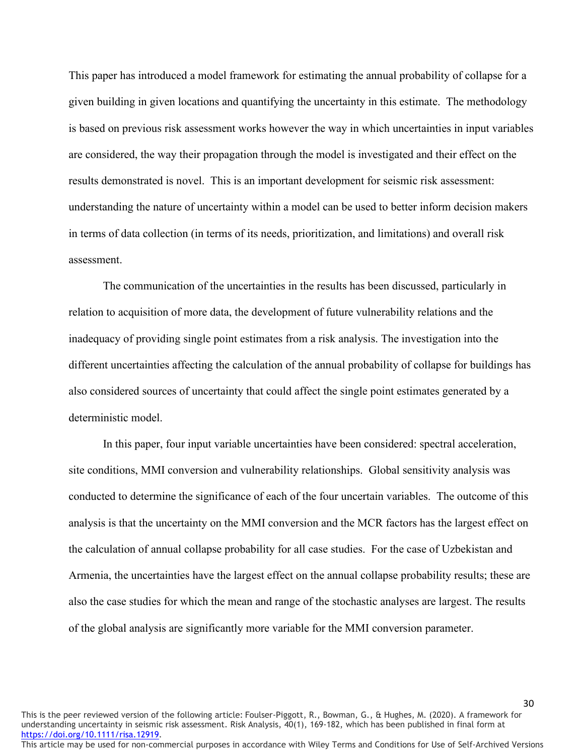This paper has introduced a model framework for estimating the annual probability of collapse for a given building in given locations and quantifying the uncertainty in this estimate. The methodology is based on previous risk assessment works however the way in which uncertainties in input variables are considered, the way their propagation through the model is investigated and their effect on the results demonstrated is novel. This is an important development for seismic risk assessment: understanding the nature of uncertainty within a model can be used to better inform decision makers in terms of data collection (in terms of its needs, prioritization, and limitations) and overall risk assessment.

The communication of the uncertainties in the results has been discussed, particularly in relation to acquisition of more data, the development of future vulnerability relations and the inadequacy of providing single point estimates from a risk analysis. The investigation into the different uncertainties affecting the calculation of the annual probability of collapse for buildings has also considered sources of uncertainty that could affect the single point estimates generated by a deterministic model.

In this paper, four input variable uncertainties have been considered: spectral acceleration, site conditions, MMI conversion and vulnerability relationships. Global sensitivity analysis was conducted to determine the significance of each of the four uncertain variables. The outcome of this analysis is that the uncertainty on the MMI conversion and the MCR factors has the largest effect on the calculation of annual collapse probability for all case studies. For the case of Uzbekistan and Armenia, the uncertainties have the largest effect on the annual collapse probability results; these are also the case studies for which the mean and range of the stochastic analyses are largest. The results of the global analysis are significantly more variable for the MMI conversion parameter.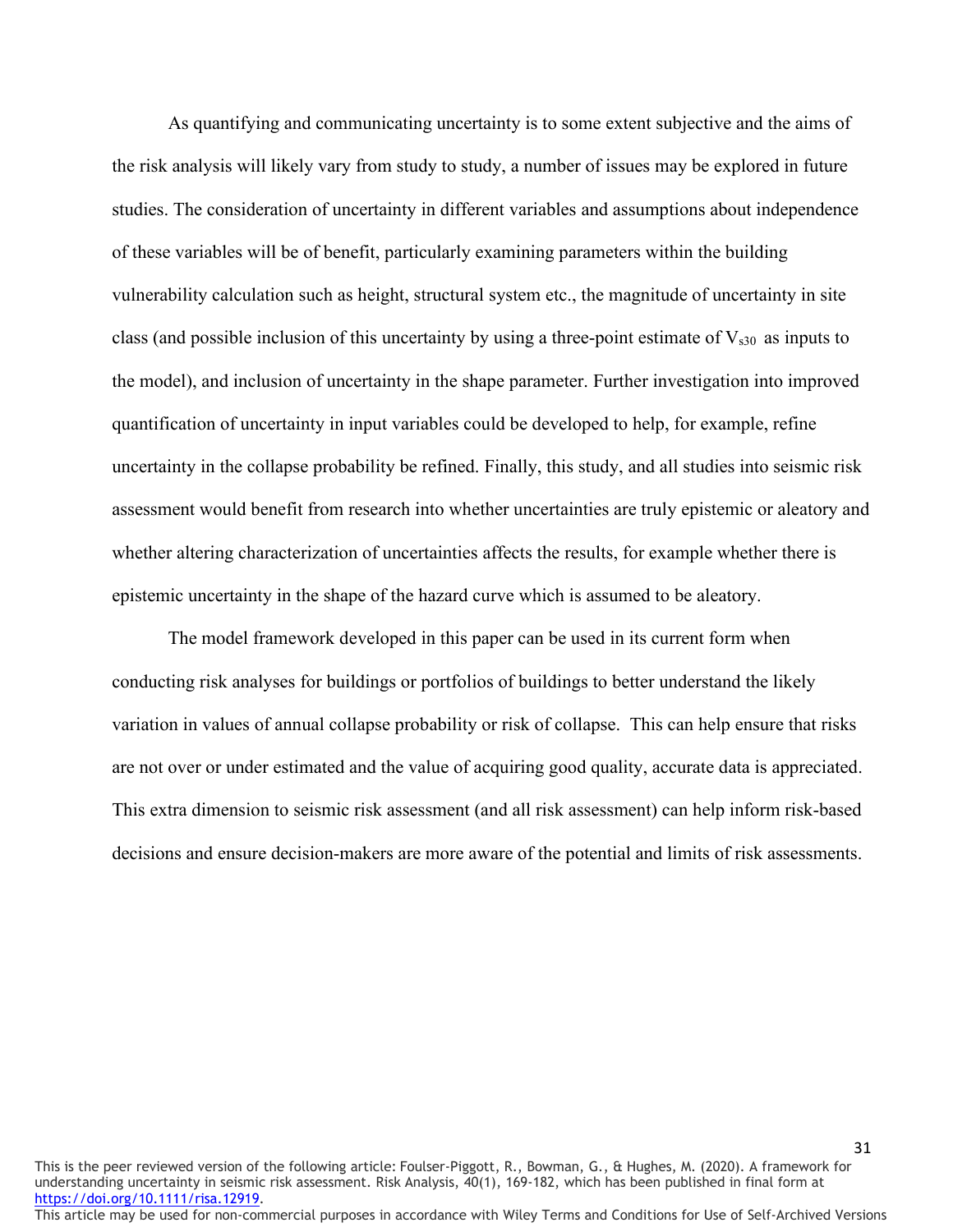As quantifying and communicating uncertainty is to some extent subjective and the aims of the risk analysis will likely vary from study to study, a number of issues may be explored in future studies. The consideration of uncertainty in different variables and assumptions about independence of these variables will be of benefit, particularly examining parameters within the building vulnerability calculation such as height, structural system etc., the magnitude of uncertainty in site class (and possible inclusion of this uncertainty by using a three-point estimate of $V_{s30}$ as inputs to the model), and inclusion of uncertainty in the shape parameter. Further investigation into improved quantification of uncertainty in input variables could be developed to help, for example, refine uncertainty in the collapse probability be refined. Finally, this study, and all studies into seismic risk assessment would benefit from research into whether uncertainties are truly epistemic or aleatory and whether altering characterization of uncertainties affects the results, for example whether there is epistemic uncertainty in the shape of the hazard curve which is assumed to be aleatory.

The model framework developed in this paper can be used in its current form when conducting risk analyses for buildings or portfolios of buildings to better understand the likely variation in values of annual collapse probability or risk of collapse. This can help ensure that risks are not over or under estimated and the value of acquiring good quality, accurate data is appreciated. This extra dimension to seismic risk assessment (and all risk assessment) can help inform risk-based decisions and ensure decision-makers are more aware of the potential and limits of risk assessments.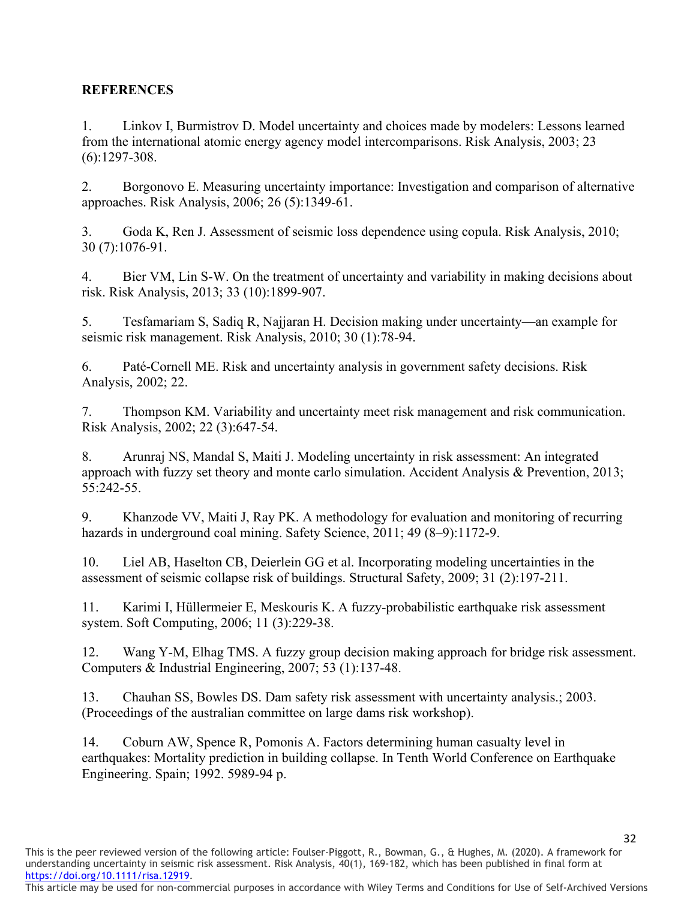## REFERENCES

1. Linkov I, Burmistrov D. Model uncertainty and choices made by modelers: Lessons learned from the international atomic energy agency model intercomparisons. Risk Analysis, 2003; 23 (6):1297-308.

2. Borgonovo E. Measuring uncertainty importance: Investigation and comparison of alternative approaches. Risk Analysis, 2006; 26 (5):1349-61.

3. Goda K, Ren J. Assessment of seismic loss dependence using copula. Risk Analysis, 2010; 30 (7):1076-91.

4. Bier VM, Lin S-W. On the treatment of uncertainty and variability in making decisions about risk. Risk Analysis, 2013; 33 (10):1899-907.

5. Tesfamariam S, Sadiq R, Najjaran H. Decision making under uncertainty—an example for seismic risk management. Risk Analysis, 2010; 30 (1):78-94.

6. Paté-Cornell ME. Risk and uncertainty analysis in government safety decisions. Risk Analysis, 2002; 22.

7. Thompson KM. Variability and uncertainty meet risk management and risk communication. Risk Analysis, 2002; 22 (3):647-54.

8. Arunraj NS, Mandal S, Maiti J. Modeling uncertainty in risk assessment: An integrated approach with fuzzy set theory and monte carlo simulation. Accident Analysis & Prevention, 2013; 55:242-55.

9. Khanzode VV, Maiti J, Ray PK. A methodology for evaluation and monitoring of recurring hazards in underground coal mining. Safety Science, 2011; 49 (8–9):1172-9.

10. Liel AB, Haselton CB, Deierlein GG et al. Incorporating modeling uncertainties in the assessment of seismic collapse risk of buildings. Structural Safety, 2009; 31 (2):197-211.

11. Karimi I, Hüllermeier E, Meskouris K. A fuzzy-probabilistic earthquake risk assessment system. Soft Computing, 2006; 11 (3):229-38.

12. Wang Y-M, Elhag TMS. A fuzzy group decision making approach for bridge risk assessment. Computers & Industrial Engineering, 2007; 53 (1):137-48.

13. Chauhan SS, Bowles DS. Dam safety risk assessment with uncertainty analysis.; 2003. (Proceedings of the australian committee on large dams risk workshop).

14. Coburn AW, Spence R, Pomonis A. Factors determining human casualty level in earthquakes: Mortality prediction in building collapse. In Tenth World Conference on Earthquake Engineering. Spain; 1992. 5989-94 p.

This is the peer reviewed version of the following article: Foulser-Piggott, R., Bowman, G., & Hughes, M. (2020). A framework for understanding uncertainty in seismic risk assessment. Risk Analysis, 40(1), 169-182, which has been published in final form at https://doi.org/10.1111/risa.12919.
This article may be used for non-commercial purposes in accordance with Wiley Terms and Conditions for Use of Self-Archived Versions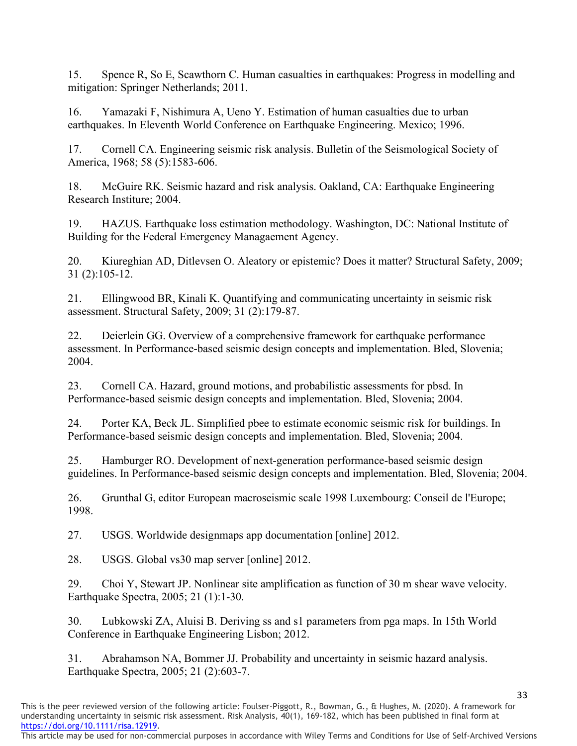15. Spence R, So E, Scawthorn C. Human casualties in earthquakes: Progress in modelling and mitigation: Springer Netherlands; 2011.

16. Yamazaki F, Nishimura A, Ueno Y. Estimation of human casualties due to urban earthquakes. In Eleventh World Conference on Earthquake Engineering. Mexico; 1996.

17. Cornell CA. Engineering seismic risk analysis. Bulletin of the Seismological Society of America, 1968; 58 (5):1583-606.

18. McGuire RK. Seismic hazard and risk analysis. Oakland, CA: Earthquake Engineering Research Institure; 2004.

19. HAZUS. Earthquake loss estimation methodology. Washington, DC: National Institute of Building for the Federal Emergency Managaement Agency.

20. Kiureghian AD, Ditlevsen O. Aleatory or epistemic? Does it matter? Structural Safety, 2009; 31 (2):105-12.

21. Ellingwood BR, Kinali K. Quantifying and communicating uncertainty in seismic risk assessment. Structural Safety, 2009; 31 (2):179-87.

22. Deierlein GG. Overview of a comprehensive framework for earthquake performance assessment. In Performance-based seismic design concepts and implementation. Bled, Slovenia; 2004.

23. Cornell CA. Hazard, ground motions, and probabilistic assessments for pbsd. In Performance-based seismic design concepts and implementation. Bled, Slovenia; 2004.

24. Porter KA, Beck JL. Simplified pbee to estimate economic seismic risk for buildings. In Performance-based seismic design concepts and implementation. Bled, Slovenia; 2004.

25. Hamburger RO. Development of next-generation performance-based seismic design guidelines. In Performance-based seismic design concepts and implementation. Bled, Slovenia; 2004.

26. Grunthal G, editor European macroseismic scale 1998 Luxembourg: Conseil de l'Europe; 1998.

27. USGS. Worldwide designmaps app documentation [online] 2012.

28. USGS. Global vs30 map server [online] 2012.

29. Choi Y, Stewart JP. Nonlinear site amplification as function of 30 m shear wave velocity. Earthquake Spectra, 2005; 21 (1):1-30.

30. Lubkowski ZA, Aluisi B. Deriving ss and s1 parameters from pga maps. In 15th World Conference in Earthquake Engineering Lisbon; 2012.

31. Abrahamson NA, Bommer JJ. Probability and uncertainty in seismic hazard analysis. Earthquake Spectra, 2005; 21 (2):603-7.

This is the peer reviewed version of the following article: Foulser-Piggott, R., Bowman, G., & Hughes, M. (2020). A framework for understanding uncertainty in seismic risk assessment. Risk Analysis, 40(1), 169-182, which has been published in final form at https://doi.org/10.1111/risa.12919.
This article may be used for non-commercial purposes in accordance with Wiley Terms and Conditions for Use of Self-Archived Versions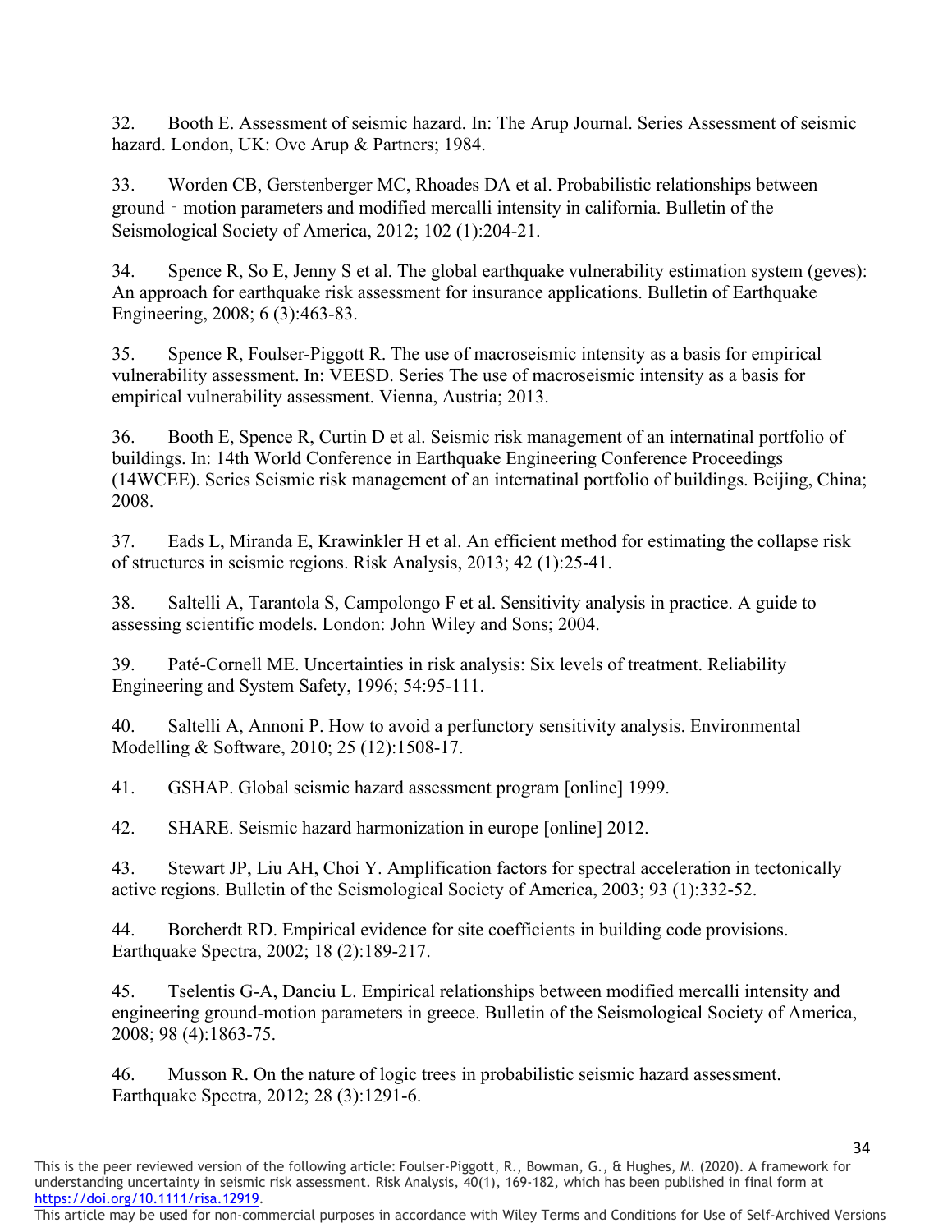32. Booth E. Assessment of seismic hazard. In: The Arup Journal. Series Assessment of seismic hazard. London, UK: Ove Arup & Partners; 1984.

33. Worden CB, Gerstenberger MC, Rhoades DA et al. Probabilistic relationships between ground‐motion parameters and modified mercalli intensity in california. Bulletin of the Seismological Society of America, 2012; 102 (1):204-21.

34. Spence R, So E, Jenny S et al. The global earthquake vulnerability estimation system (geves): An approach for earthquake risk assessment for insurance applications. Bulletin of Earthquake Engineering, 2008; 6 (3):463-83.

35. Spence R, Foulser-Piggott R. The use of macroseismic intensity as a basis for empirical vulnerability assessment. In: VEESD. Series The use of macroseismic intensity as a basis for empirical vulnerability assessment. Vienna, Austria; 2013.

36. Booth E, Spence R, Curtin D et al. Seismic risk management of an internatinal portfolio of buildings. In: 14th World Conference in Earthquake Engineering Conference Proceedings (14WCEE). Series Seismic risk management of an internatinal portfolio of buildings. Beijing, China; 2008.

37. Eads L, Miranda E, Krawinkler H et al. An efficient method for estimating the collapse risk of structures in seismic regions. Risk Analysis, 2013; 42 (1):25-41.

38. Saltelli A, Tarantola S, Campolongo F et al. Sensitivity analysis in practice. A guide to assessing scientific models. London: John Wiley and Sons; 2004.

39. Paté-Cornell ME. Uncertainties in risk analysis: Six levels of treatment. Reliability Engineering and System Safety, 1996; 54:95-111.

40. Saltelli A, Annoni P. How to avoid a perfunctory sensitivity analysis. Environmental Modelling & Software, 2010; 25 (12):1508-17.

41. GSHAP. Global seismic hazard assessment program [online] 1999.

42. SHARE. Seismic hazard harmonization in europe [online] 2012.

43. Stewart JP, Liu AH, Choi Y. Amplification factors for spectral acceleration in tectonically active regions. Bulletin of the Seismological Society of America, 2003; 93 (1):332-52.

44. Borcherdt RD. Empirical evidence for site coefficients in building code provisions. Earthquake Spectra, 2002; 18 (2):189-217.

45. Tselentis G-A, Danciu L. Empirical relationships between modified mercalli intensity and engineering ground-motion parameters in greece. Bulletin of the Seismological Society of America, 2008; 98 (4):1863-75.

46. Musson R. On the nature of logic trees in probabilistic seismic hazard assessment. Earthquake Spectra, 2012; 28 (3):1291-6.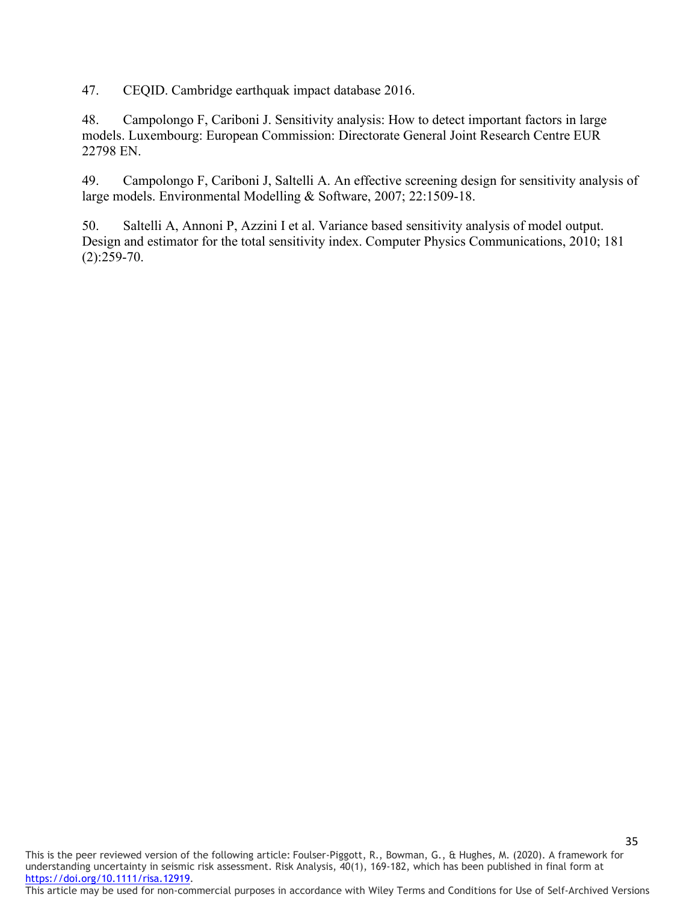47. CEQID. Cambridge earthquak impact database 2016.

48. Campolongo F, Cariboni J. Sensitivity analysis: How to detect important factors in large models. Luxembourg: European Commission: Directorate General Joint Research Centre EUR 22798 EN.

49. Campolongo F, Cariboni J, Saltelli A. An effective screening design for sensitivity analysis of large models. Environmental Modelling & Software, 2007; 22:1509-18.

50. Saltelli A, Annoni P, Azzini I et al. Variance based sensitivity analysis of model output. Design and estimator for the total sensitivity index. Computer Physics Communications, 2010; 181 (2):259-70.